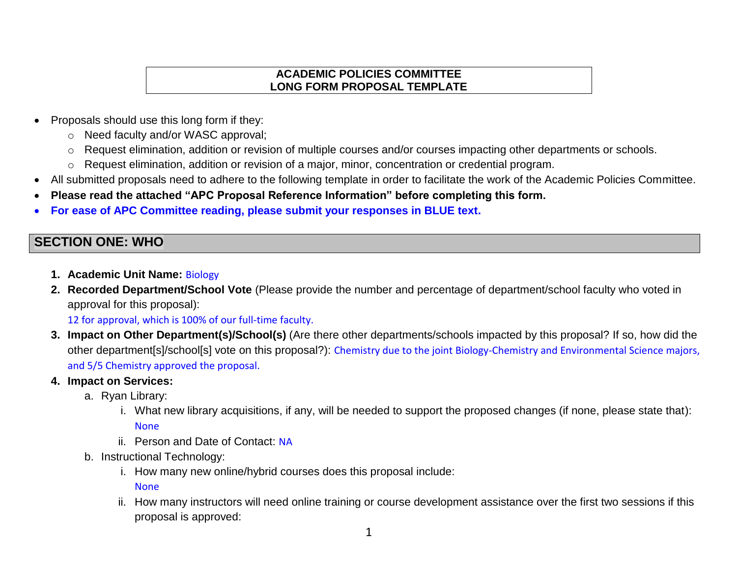**ACADEMIC POLICIES COMMITTEE**
**LONG FORM PROPOSAL TEMPLATE**

- Proposals should use this long form if they:
  - Need faculty and/or WASC approval;
  - Request elimination, addition or revision of multiple courses and/or courses impacting other departments or schools.
  - Request elimination, addition or revision of a major, minor, concentration or credential program.
- All submitted proposals need to adhere to the following template in order to facilitate the work of the Academic Policies Committee.
- **Please read the attached "APC Proposal Reference Information" before completing this form.**
- **For ease of APC Committee reading, please submit your responses in BLUE text.**

## SECTION ONE: WHO

1. **Academic Unit Name:** Biology
2. **Recorded Department/School Vote** (Please provide the number and percentage of department/school faculty who voted in approval for this proposal):
   12 for approval, which is 100% of our full-time faculty.
3. **Impact on Other Department(s)/School(s)** (Are there other departments/schools impacted by this proposal? If so, how did the other department[s]/school[s] vote on this proposal?): Chemistry due to the joint Biology-Chemistry and Environmental Science majors, and 5/5 Chemistry approved the proposal.
4. **Impact on Services:**
   a. Ryan Library:
      i. What new library acquisitions, if any, will be needed to support the proposed changes (if none, please state that): None
      ii. Person and Date of Contact: NA
   b. Instructional Technology:
      i. How many new online/hybrid courses does this proposal include: None
      ii. How many instructors will need online training or course development assistance over the first two sessions if this proposal is approved: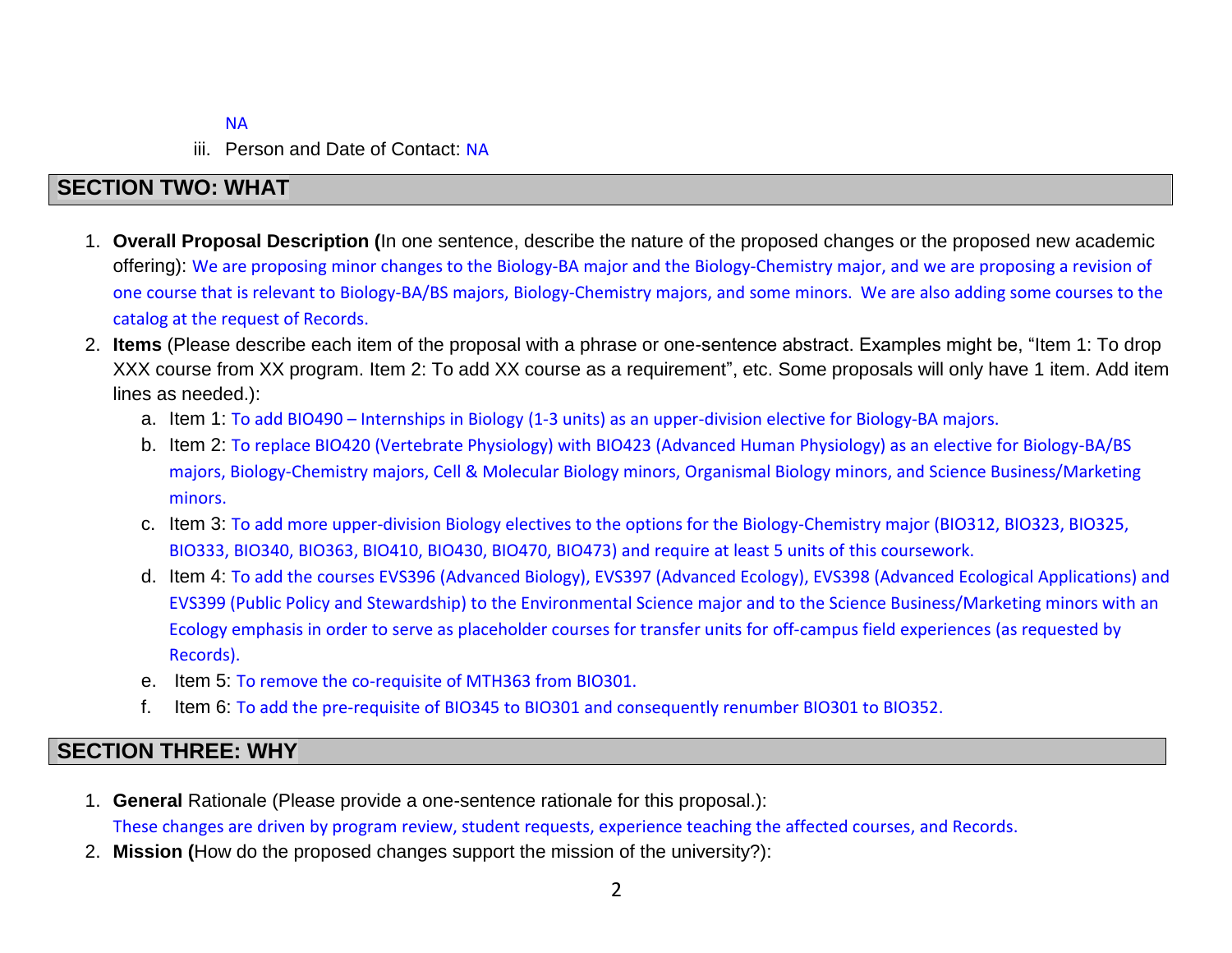NA

iii. Person and Date of Contact: NA

## SECTION TWO: WHAT

1. **Overall Proposal Description (**In one sentence, describe the nature of the proposed changes or the proposed new academic offering): We are proposing minor changes to the Biology-BA major and the Biology-Chemistry major, and we are proposing a revision of one course that is relevant to Biology-BA/BS majors, Biology-Chemistry majors, and some minors. We are also adding some courses to the catalog at the request of Records.
2. **Items** (Please describe each item of the proposal with a phrase or one-sentence abstract. Examples might be, "Item 1: To drop XXX course from XX program. Item 2: To add XX course as a requirement", etc. Some proposals will only have 1 item. Add item lines as needed.):
   a. Item 1: To add BIO490 – Internships in Biology (1-3 units) as an upper-division elective for Biology-BA majors.
   b. Item 2: To replace BIO420 (Vertebrate Physiology) with BIO423 (Advanced Human Physiology) as an elective for Biology-BA/BS majors, Biology-Chemistry majors, Cell & Molecular Biology minors, Organismal Biology minors, and Science Business/Marketing minors.
   c. Item 3: To add more upper-division Biology electives to the options for the Biology-Chemistry major (BIO312, BIO323, BIO325, BIO333, BIO340, BIO363, BIO410, BIO430, BIO470, BIO473) and require at least 5 units of this coursework.
   d. Item 4: To add the courses EVS396 (Advanced Biology), EVS397 (Advanced Ecology), EVS398 (Advanced Ecological Applications) and EVS399 (Public Policy and Stewardship) to the Environmental Science major and to the Science Business/Marketing minors with an Ecology emphasis in order to serve as placeholder courses for transfer units for off-campus field experiences (as requested by Records).
   e. Item 5: To remove the co-requisite of MTH363 from BIO301.
   f. Item 6: To add the pre-requisite of BIO345 to BIO301 and consequently renumber BIO301 to BIO352.

## SECTION THREE: WHY

1. **General** Rationale (Please provide a one-sentence rationale for this proposal.): These changes are driven by program review, student requests, experience teaching the affected courses, and Records.
2. **Mission (**How do the proposed changes support the mission of the university?):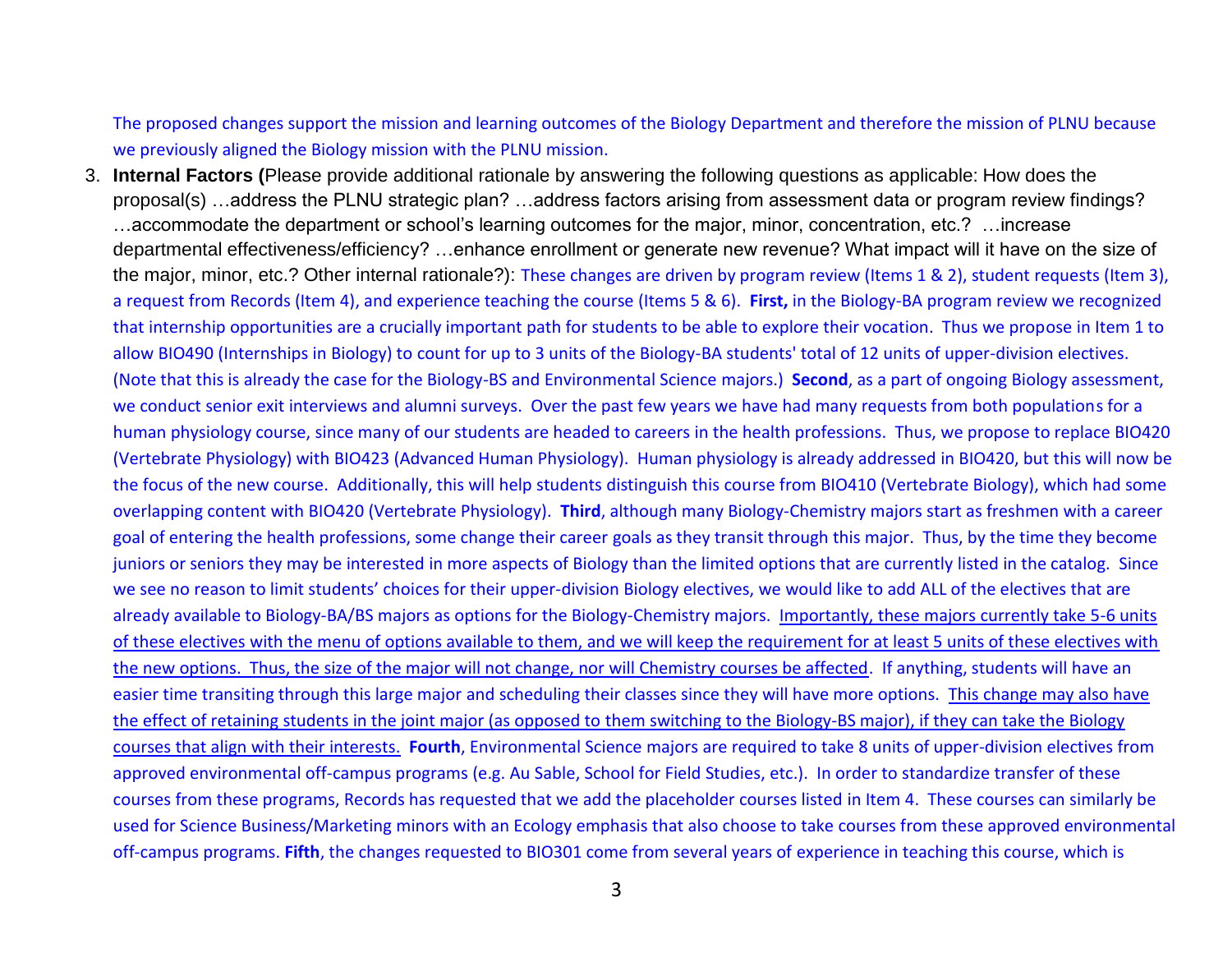The proposed changes support the mission and learning outcomes of the Biology Department and therefore the mission of PLNU because we previously aligned the Biology mission with the PLNU mission.

3. **Internal Factors (**Please provide additional rationale by answering the following questions as applicable: How does the proposal(s) …address the PLNU strategic plan? …address factors arising from assessment data or program review findings? …accommodate the department or school's learning outcomes for the major, minor, concentration, etc.? …increase departmental effectiveness/efficiency? …enhance enrollment or generate new revenue? What impact will it have on the size of the major, minor, etc.? Other internal rationale?): These changes are driven by program review (Items 1 & 2), student requests (Item 3), a request from Records (Item 4), and experience teaching the course (Items 5 & 6). **First,** in the Biology-BA program review we recognized that internship opportunities are a crucially important path for students to be able to explore their vocation. Thus we propose in Item 1 to allow BIO490 (Internships in Biology) to count for up to 3 units of the Biology-BA students' total of 12 units of upper-division electives. (Note that this is already the case for the Biology-BS and Environmental Science majors.) **Second**, as a part of ongoing Biology assessment, we conduct senior exit interviews and alumni surveys. Over the past few years we have had many requests from both populations for a human physiology course, since many of our students are headed to careers in the health professions. Thus, we propose to replace BIO420 (Vertebrate Physiology) with BIO423 (Advanced Human Physiology). Human physiology is already addressed in BIO420, but this will now be the focus of the new course. Additionally, this will help students distinguish this course from BIO410 (Vertebrate Biology), which had some overlapping content with BIO420 (Vertebrate Physiology). **Third**, although many Biology-Chemistry majors start as freshmen with a career goal of entering the health professions, some change their career goals as they transit through this major. Thus, by the time they become juniors or seniors they may be interested in more aspects of Biology than the limited options that are currently listed in the catalog. Since we see no reason to limit students' choices for their upper-division Biology electives, we would like to add ALL of the electives that are already available to Biology-BA/BS majors as options for the Biology-Chemistry majors. <u>Importantly, these majors currently take 5-6 units of these electives with the menu of options available to them, and we will keep the requirement for at least 5 units of these electives with the new options. Thus, the size of the major will not change, nor will Chemistry courses be affected</u>. If anything, students will have an easier time transiting through this large major and scheduling their classes since they will have more options. <u>This change may also have the effect of retaining students in the joint major (as opposed to them switching to the Biology-BS major), if they can take the Biology courses that align with their interests.</u> **Fourth**, Environmental Science majors are required to take 8 units of upper-division electives from approved environmental off-campus programs (e.g. Au Sable, School for Field Studies, etc.). In order to standardize transfer of these courses from these programs, Records has requested that we add the placeholder courses listed in Item 4. These courses can similarly be used for Science Business/Marketing minors with an Ecology emphasis that also choose to take courses from these approved environmental off-campus programs. **Fifth**, the changes requested to BIO301 come from several years of experience in teaching this course, which is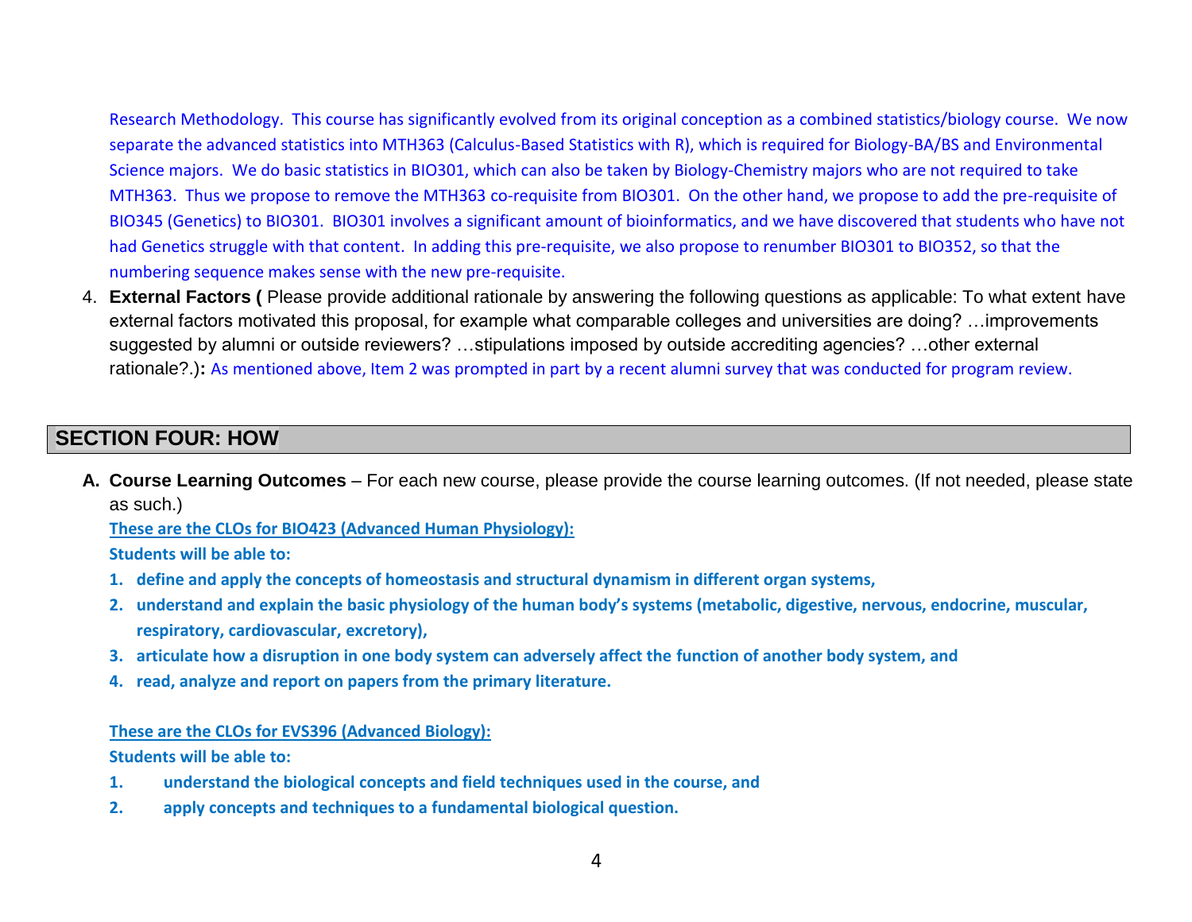Research Methodology. This course has significantly evolved from its original conception as a combined statistics/biology course. We now separate the advanced statistics into MTH363 (Calculus-Based Statistics with R), which is required for Biology-BA/BS and Environmental Science majors. We do basic statistics in BIO301, which can also be taken by Biology-Chemistry majors who are not required to take MTH363. Thus we propose to remove the MTH363 co-requisite from BIO301. On the other hand, we propose to add the pre-requisite of BIO345 (Genetics) to BIO301. BIO301 involves a significant amount of bioinformatics, and we have discovered that students who have not had Genetics struggle with that content. In adding this pre-requisite, we also propose to renumber BIO301 to BIO352, so that the numbering sequence makes sense with the new pre-requisite.

4. **External Factors (** Please provide additional rationale by answering the following questions as applicable: To what extent have external factors motivated this proposal, for example what comparable colleges and universities are doing? …improvements suggested by alumni or outside reviewers? …stipulations imposed by outside accrediting agencies? …other external rationale?.)**:** As mentioned above, Item 2 was prompted in part by a recent alumni survey that was conducted for program review.

## SECTION FOUR: HOW

**A. Course Learning Outcomes** – For each new course, please provide the course learning outcomes. (If not needed, please state as such.)

**These are the CLOs for BIO423 (Advanced Human Physiology):**

**Students will be able to:**

1. **define and apply the concepts of homeostasis and structural dynamism in different organ systems,**
2. **understand and explain the basic physiology of the human body's systems (metabolic, digestive, nervous, endocrine, muscular, respiratory, cardiovascular, excretory),**
3. **articulate how a disruption in one body system can adversely affect the function of another body system, and**
4. **read, analyze and report on papers from the primary literature.**

**These are the CLOs for EVS396 (Advanced Biology):**

**Students will be able to:**

1. **understand the biological concepts and field techniques used in the course, and**
2. **apply concepts and techniques to a fundamental biological question.**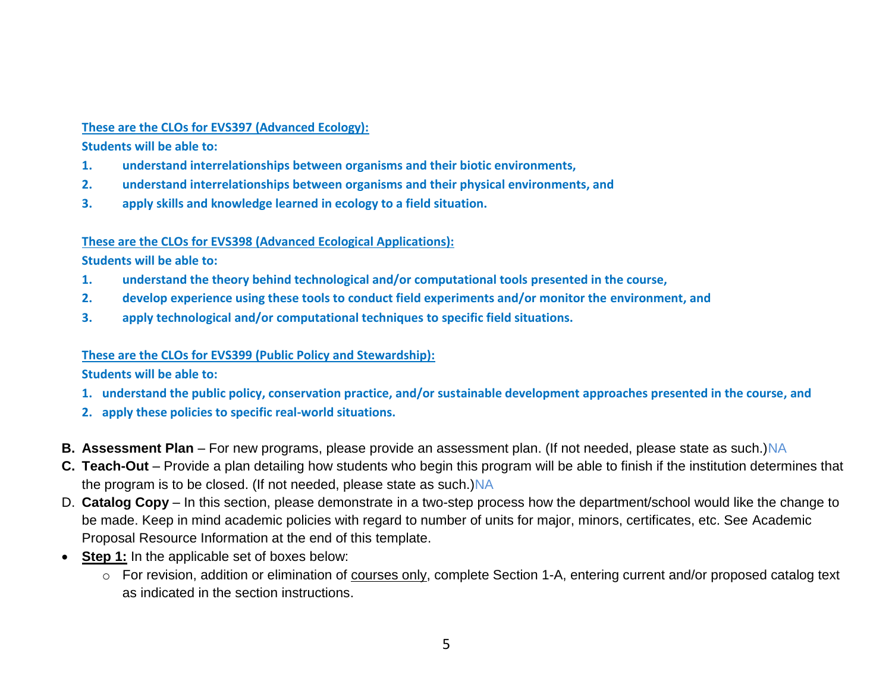**These are the CLOs for EVS397 (Advanced Ecology):**

**Students will be able to:**

1. **understand interrelationships between organisms and their biotic environments,**
2. **understand interrelationships between organisms and their physical environments, and**
3. **apply skills and knowledge learned in ecology to a field situation.**

**These are the CLOs for EVS398 (Advanced Ecological Applications):**

**Students will be able to:**

1. **understand the theory behind technological and/or computational tools presented in the course,**
2. **develop experience using these tools to conduct field experiments and/or monitor the environment, and**
3. **apply technological and/or computational techniques to specific field situations.**

**These are the CLOs for EVS399 (Public Policy and Stewardship):**

**Students will be able to:**

1. **understand the public policy, conservation practice, and/or sustainable development approaches presented in the course, and**
2. **apply these policies to specific real-world situations.**

**B. Assessment Plan** – For new programs, please provide an assessment plan. (If not needed, please state as such.)NA

**C. Teach-Out** – Provide a plan detailing how students who begin this program will be able to finish if the institution determines that the program is to be closed. (If not needed, please state as such.)NA

D. **Catalog Copy** – In this section, please demonstrate in a two-step process how the department/school would like the change to be made. Keep in mind academic policies with regard to number of units for major, minors, certificates, etc. See Academic Proposal Resource Information at the end of this template.

- **Step 1:** In the applicable set of boxes below:
  - For revision, addition or elimination of courses only, complete Section 1-A, entering current and/or proposed catalog text as indicated in the section instructions.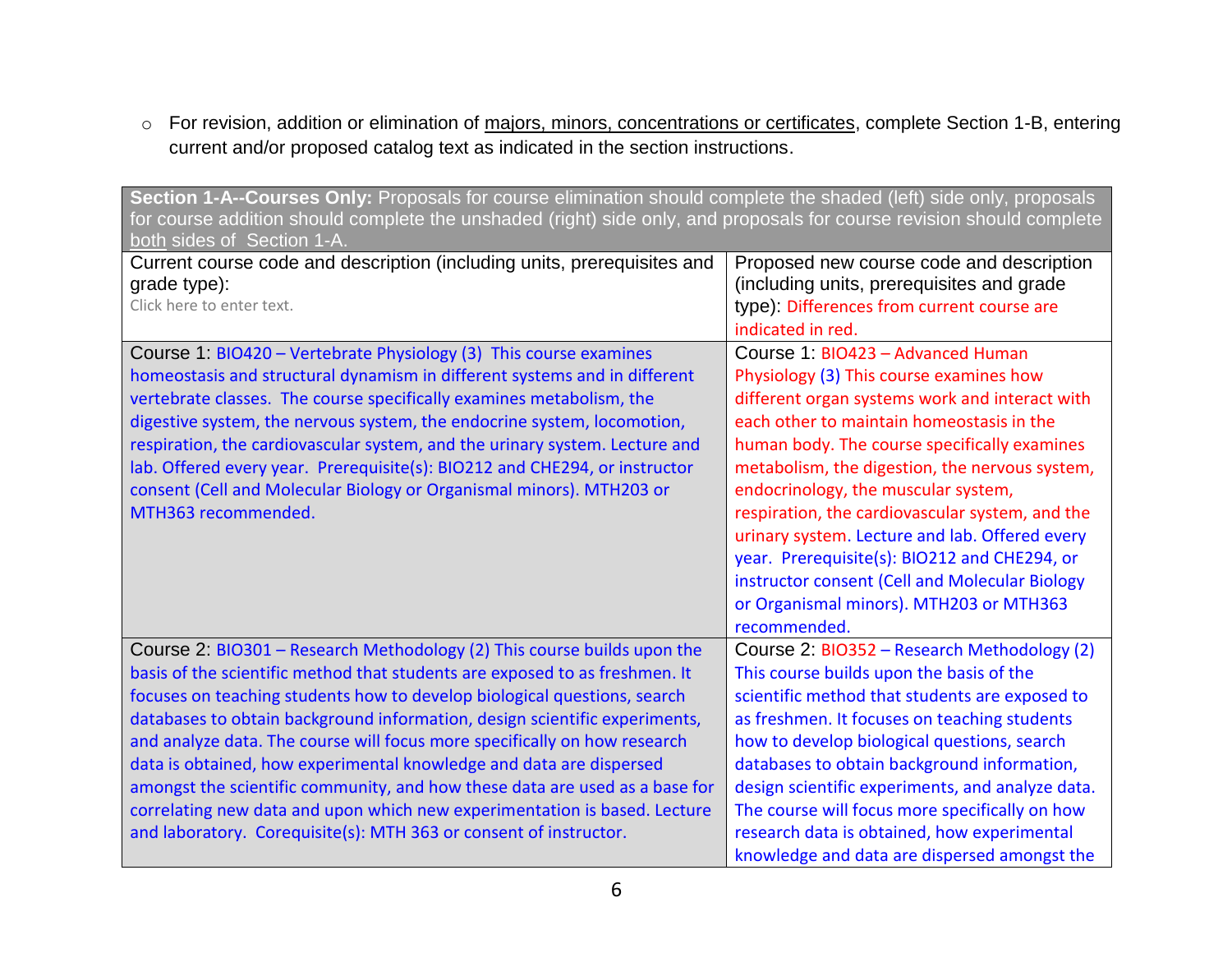- For revision, addition or elimination of majors, minors, concentrations or certificates, complete Section 1-B, entering current and/or proposed catalog text as indicated in the section instructions.

| **Section 1-A--Courses Only:** Proposals for course elimination should complete the shaded (left) side only, proposals for course addition should complete the unshaded (right) side only, and proposals for course revision should complete both sides of Section 1-A. | |
|---|---|
| Current course code and description (including units, prerequisites and grade type): Click here to enter text. | Proposed new course code and description (including units, prerequisites and grade type): Differences from current course are indicated in red. |
| Course 1: BIO420 – Vertebrate Physiology (3) This course examines homeostasis and structural dynamism in different systems and in different vertebrate classes. The course specifically examines metabolism, the digestive system, the nervous system, the endocrine system, locomotion, respiration, the cardiovascular system, and the urinary system. Lecture and lab. Offered every year. Prerequisite(s): BIO212 and CHE294, or instructor consent (Cell and Molecular Biology or Organismal minors). MTH203 or MTH363 recommended. | Course 1: BIO423 – Advanced Human Physiology (3) This course examines how different organ systems work and interact with each other to maintain homeostasis in the human body. The course specifically examines metabolism, the digestion, the nervous system, endocrinology, the muscular system, respiration, the cardiovascular system, and the urinary system. Lecture and lab. Offered every year. Prerequisite(s): BIO212 and CHE294, or instructor consent (Cell and Molecular Biology or Organismal minors). MTH203 or MTH363 recommended. |
| Course 2: BIO301 – Research Methodology (2) This course builds upon the basis of the scientific method that students are exposed to as freshmen. It focuses on teaching students how to develop biological questions, search databases to obtain background information, design scientific experiments, and analyze data. The course will focus more specifically on how research data is obtained, how experimental knowledge and data are dispersed amongst the scientific community, and how these data are used as a base for correlating new data and upon which new experimentation is based. Lecture and laboratory. Corequisite(s): MTH 363 or consent of instructor. | Course 2: BIO352 – Research Methodology (2) This course builds upon the basis of the scientific method that students are exposed to as freshmen. It focuses on teaching students how to develop biological questions, search databases to obtain background information, design scientific experiments, and analyze data. The course will focus more specifically on how research data is obtained, how experimental knowledge and data are dispersed amongst the |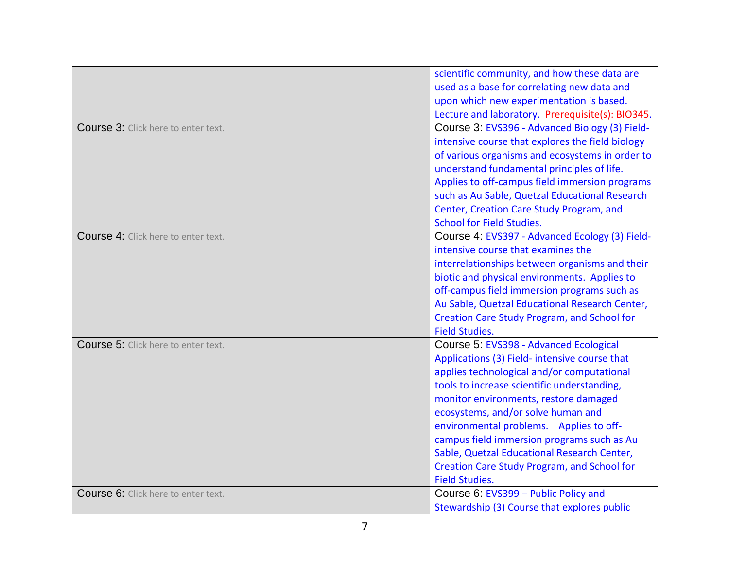| | |
|---|---|
| | scientific community, and how these data are used as a base for correlating new data and upon which new experimentation is based. Lecture and laboratory. Prerequisite(s): BIO345. |
| Course 3: Click here to enter text. | Course 3: EVS396 - Advanced Biology (3) Field-intensive course that explores the field biology of various organisms and ecosystems in order to understand fundamental principles of life. Applies to off-campus field immersion programs such as Au Sable, Quetzal Educational Research Center, Creation Care Study Program, and School for Field Studies. |
| Course 4: Click here to enter text. | Course 4: EVS397 - Advanced Ecology (3) Field-intensive course that examines the interrelationships between organisms and their biotic and physical environments. Applies to off-campus field immersion programs such as Au Sable, Quetzal Educational Research Center, Creation Care Study Program, and School for Field Studies. |
| Course 5: Click here to enter text. | Course 5: EVS398 - Advanced Ecological Applications (3) Field- intensive course that applies technological and/or computational tools to increase scientific understanding, monitor environments, restore damaged ecosystems, and/or solve human and environmental problems. Applies to off-campus field immersion programs such as Au Sable, Quetzal Educational Research Center, Creation Care Study Program, and School for Field Studies. |
| Course 6: Click here to enter text. | Course 6: EVS399 – Public Policy and Stewardship (3) Course that explores public |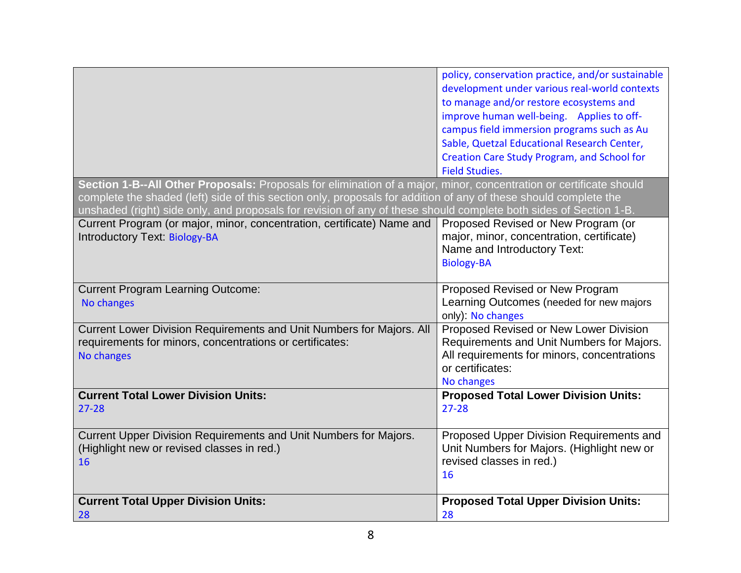| | |
|---|---|
| | policy, conservation practice, and/or sustainable development under various real-world contexts to manage and/or restore ecosystems and improve human well-being. Applies to off-campus field immersion programs such as Au Sable, Quetzal Educational Research Center, Creation Care Study Program, and School for Field Studies. |
| **Section 1-B--All Other Proposals:** Proposals for elimination of a major, minor, concentration or certificate should complete the shaded (left) side of this section only, proposals for addition of any of these should complete the unshaded (right) side only, and proposals for revision of any of these should complete both sides of Section 1-B. | |
| Current Program (or major, minor, concentration, certificate) Name and Introductory Text: Biology-BA | Proposed Revised or New Program (or major, minor, concentration, certificate) Name and Introductory Text: Biology-BA |
| Current Program Learning Outcome: No changes | Proposed Revised or New Program Learning Outcomes (needed for new majors only): No changes |
| Current Lower Division Requirements and Unit Numbers for Majors. All requirements for minors, concentrations or certificates: No changes | Proposed Revised or New Lower Division Requirements and Unit Numbers for Majors. All requirements for minors, concentrations or certificates: No changes |
| **Current Total Lower Division Units:** 27-28 | **Proposed Total Lower Division Units:** 27-28 |
| Current Upper Division Requirements and Unit Numbers for Majors. (Highlight new or revised classes in red.) 16 | Proposed Upper Division Requirements and Unit Numbers for Majors. (Highlight new or revised classes in red.) 16 |
| **Current Total Upper Division Units:** 28 | **Proposed Total Upper Division Units:** 28 |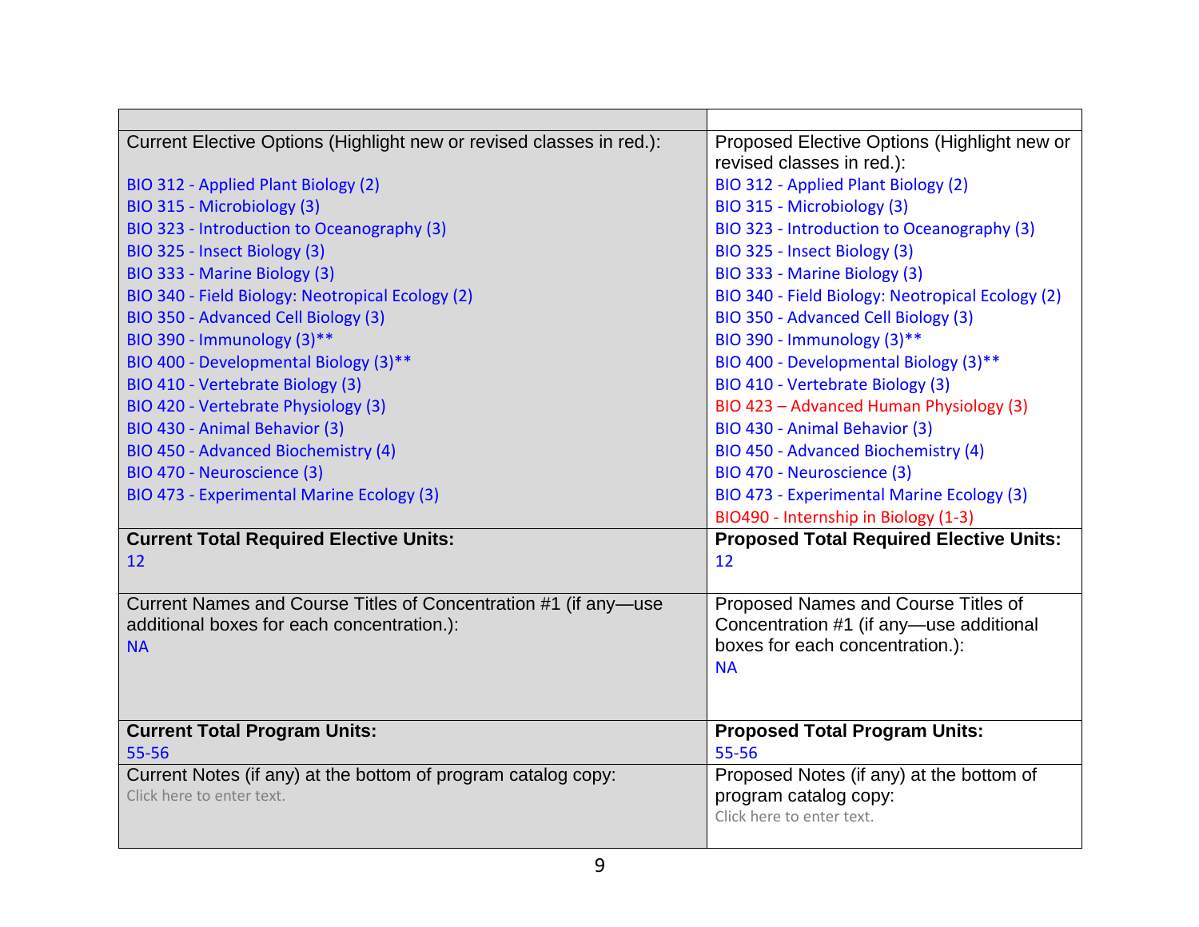| | |
|---|---|
| Current Elective Options (Highlight new or revised classes in red.):<br><br>BIO 312 - Applied Plant Biology (2)<br>BIO 315 - Microbiology (3)<br>BIO 323 - Introduction to Oceanography (3)<br>BIO 325 - Insect Biology (3)<br>BIO 333 - Marine Biology (3)<br>BIO 340 - Field Biology: Neotropical Ecology (2)<br>BIO 350 - Advanced Cell Biology (3)<br>BIO 390 - Immunology (3)**<br>BIO 400 - Developmental Biology (3)**<br>BIO 410 - Vertebrate Biology (3)<br>BIO 420 - Vertebrate Physiology (3)<br>BIO 430 - Animal Behavior (3)<br>BIO 450 - Advanced Biochemistry (4)<br>BIO 470 - Neuroscience (3)<br>BIO 473 - Experimental Marine Ecology (3) | Proposed Elective Options (Highlight new or revised classes in red.):<br>BIO 312 - Applied Plant Biology (2)<br>BIO 315 - Microbiology (3)<br>BIO 323 - Introduction to Oceanography (3)<br>BIO 325 - Insect Biology (3)<br>BIO 333 - Marine Biology (3)<br>BIO 340 - Field Biology: Neotropical Ecology (2)<br>BIO 350 - Advanced Cell Biology (3)<br>BIO 390 - Immunology (3)**<br>BIO 400 - Developmental Biology (3)**<br>BIO 410 - Vertebrate Biology (3)<br>BIO 423 – Advanced Human Physiology (3)<br>BIO 430 - Animal Behavior (3)<br>BIO 450 - Advanced Biochemistry (4)<br>BIO 470 - Neuroscience (3)<br>BIO 473 - Experimental Marine Ecology (3)<br>BIO490 - Internship in Biology (1-3) |
| **Current Total Required Elective Units:**<br>12 | **Proposed Total Required Elective Units:**<br>12 |
| Current Names and Course Titles of Concentration #1 (if any—use additional boxes for each concentration.):<br>NA | Proposed Names and Course Titles of Concentration #1 (if any—use additional boxes for each concentration.):<br>NA |
| **Current Total Program Units:**<br>55-56 | **Proposed Total Program Units:**<br>55-56 |
| Current Notes (if any) at the bottom of program catalog copy:<br>Click here to enter text. | Proposed Notes (if any) at the bottom of program catalog copy:<br>Click here to enter text. |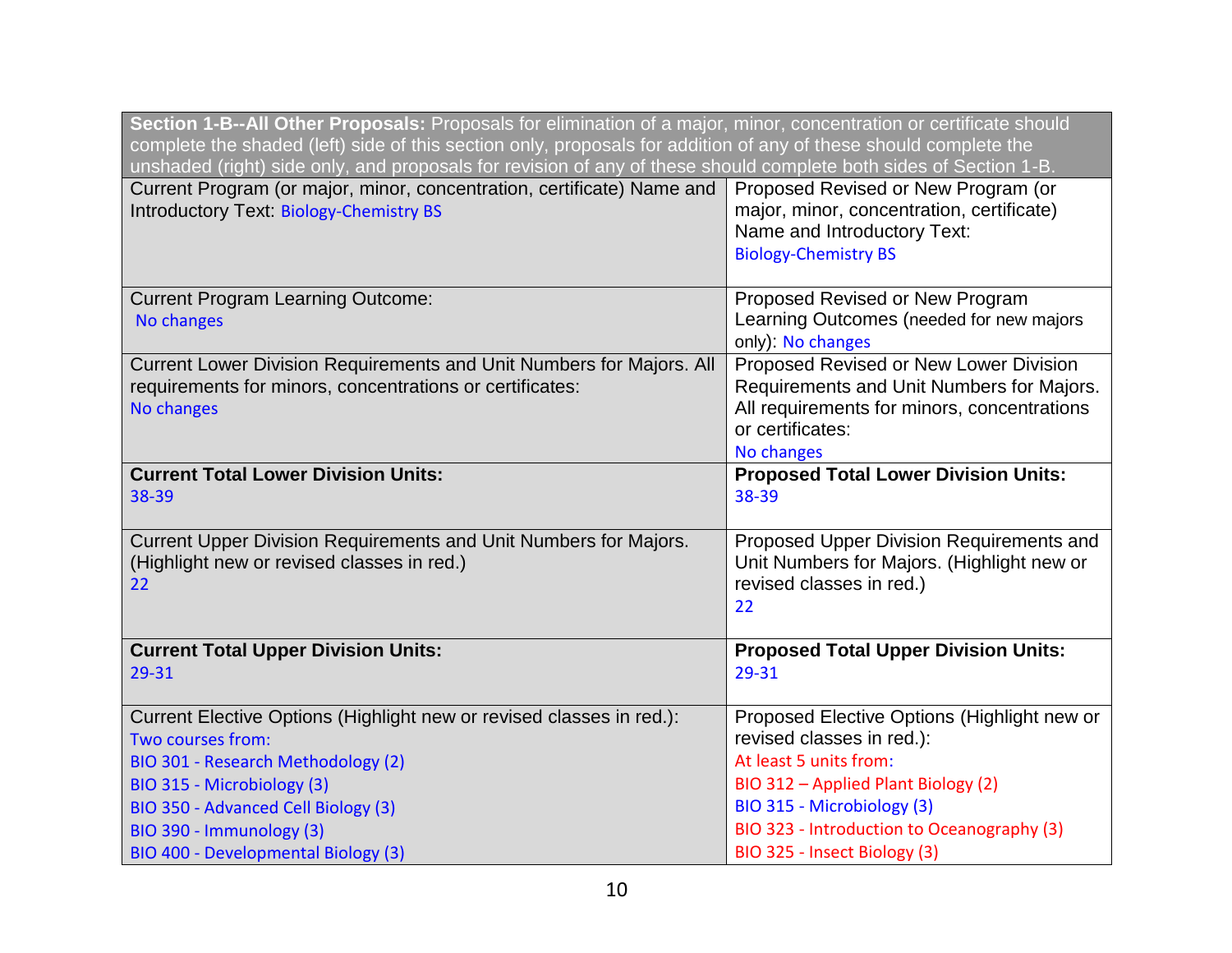| **Section 1-B--All Other Proposals:** Proposals for elimination of a major, minor, concentration or certificate should complete the shaded (left) side of this section only, proposals for addition of any of these should complete the unshaded (right) side only, and proposals for revision of any of these should complete both sides of Section 1-B. | |
|---|---|
| Current Program (or major, minor, concentration, certificate) Name and Introductory Text: Biology-Chemistry BS | Proposed Revised or New Program (or major, minor, concentration, certificate) Name and Introductory Text: Biology-Chemistry BS |
| Current Program Learning Outcome: No changes | Proposed Revised or New Program Learning Outcomes (needed for new majors only): No changes |
| Current Lower Division Requirements and Unit Numbers for Majors. All requirements for minors, concentrations or certificates: No changes | Proposed Revised or New Lower Division Requirements and Unit Numbers for Majors. All requirements for minors, concentrations or certificates: No changes |
| **Current Total Lower Division Units:** 38-39 | **Proposed Total Lower Division Units:** 38-39 |
| Current Upper Division Requirements and Unit Numbers for Majors. (Highlight new or revised classes in red.) 22 | Proposed Upper Division Requirements and Unit Numbers for Majors. (Highlight new or revised classes in red.) 22 |
| **Current Total Upper Division Units:** 29-31 | **Proposed Total Upper Division Units:** 29-31 |
| Current Elective Options (Highlight new or revised classes in red.):<br>Two courses from:<br>BIO 301 - Research Methodology (2)<br>BIO 315 - Microbiology (3)<br>BIO 350 - Advanced Cell Biology (3)<br>BIO 390 - Immunology (3)<br>BIO 400 - Developmental Biology (3) | Proposed Elective Options (Highlight new or revised classes in red.):<br>At least 5 units from:<br>BIO 312 – Applied Plant Biology (2)<br>BIO 315 - Microbiology (3)<br>BIO 323 - Introduction to Oceanography (3)<br>BIO 325 - Insect Biology (3) |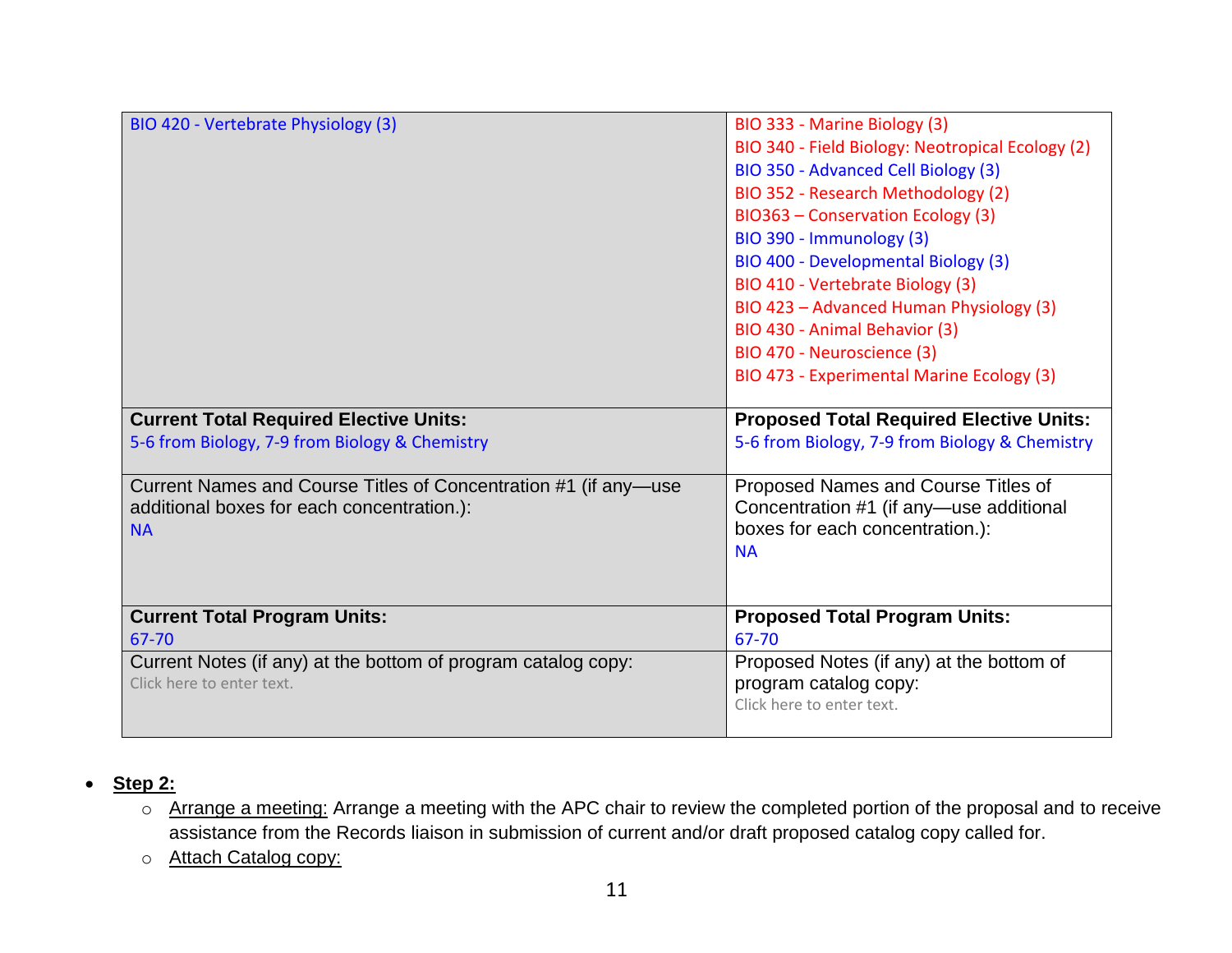| | |
|---|---|
| BIO 420 - Vertebrate Physiology (3) | BIO 333 - Marine Biology (3)<br>BIO 340 - Field Biology: Neotropical Ecology (2)<br>BIO 350 - Advanced Cell Biology (3)<br>BIO 352 - Research Methodology (2)<br>BIO363 – Conservation Ecology (3)<br>BIO 390 - Immunology (3)<br>BIO 400 - Developmental Biology (3)<br>BIO 410 - Vertebrate Biology (3)<br>BIO 423 – Advanced Human Physiology (3)<br>BIO 430 - Animal Behavior (3)<br>BIO 470 - Neuroscience (3)<br>BIO 473 - Experimental Marine Ecology (3) |
| **Current Total Required Elective Units:**<br>5-6 from Biology, 7-9 from Biology & Chemistry | **Proposed Total Required Elective Units:**<br>5-6 from Biology, 7-9 from Biology & Chemistry |
| Current Names and Course Titles of Concentration #1 (if any—use additional boxes for each concentration.):<br>NA | Proposed Names and Course Titles of Concentration #1 (if any—use additional boxes for each concentration.):<br>NA |
| **Current Total Program Units:**<br>67-70 | **Proposed Total Program Units:**<br>67-70 |
| Current Notes (if any) at the bottom of program catalog copy:<br>Click here to enter text. | Proposed Notes (if any) at the bottom of program catalog copy:<br>Click here to enter text. |

- **Step 2:**
  - Arrange a meeting: Arrange a meeting with the APC chair to review the completed portion of the proposal and to receive assistance from the Records liaison in submission of current and/or draft proposed catalog copy called for.
  - Attach Catalog copy: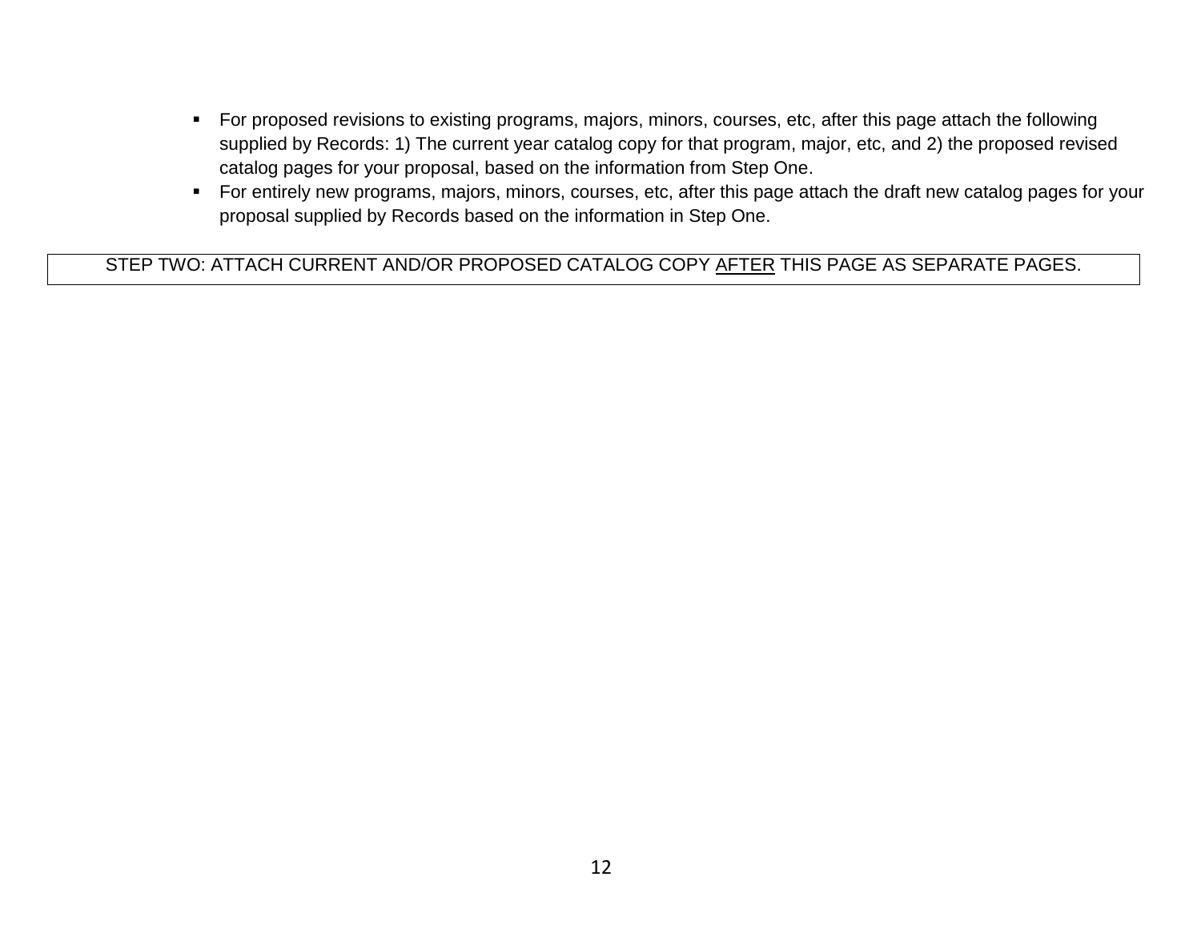- For proposed revisions to existing programs, majors, minors, courses, etc, after this page attach the following supplied by Records: 1) The current year catalog copy for that program, major, etc, and 2) the proposed revised catalog pages for your proposal, based on the information from Step One.
- For entirely new programs, majors, minors, courses, etc, after this page attach the draft new catalog pages for your proposal supplied by Records based on the information in Step One.

| STEP TWO: ATTACH CURRENT AND/OR PROPOSED CATALOG COPY <u>AFTER</u> THIS PAGE AS SEPARATE PAGES. |
|---|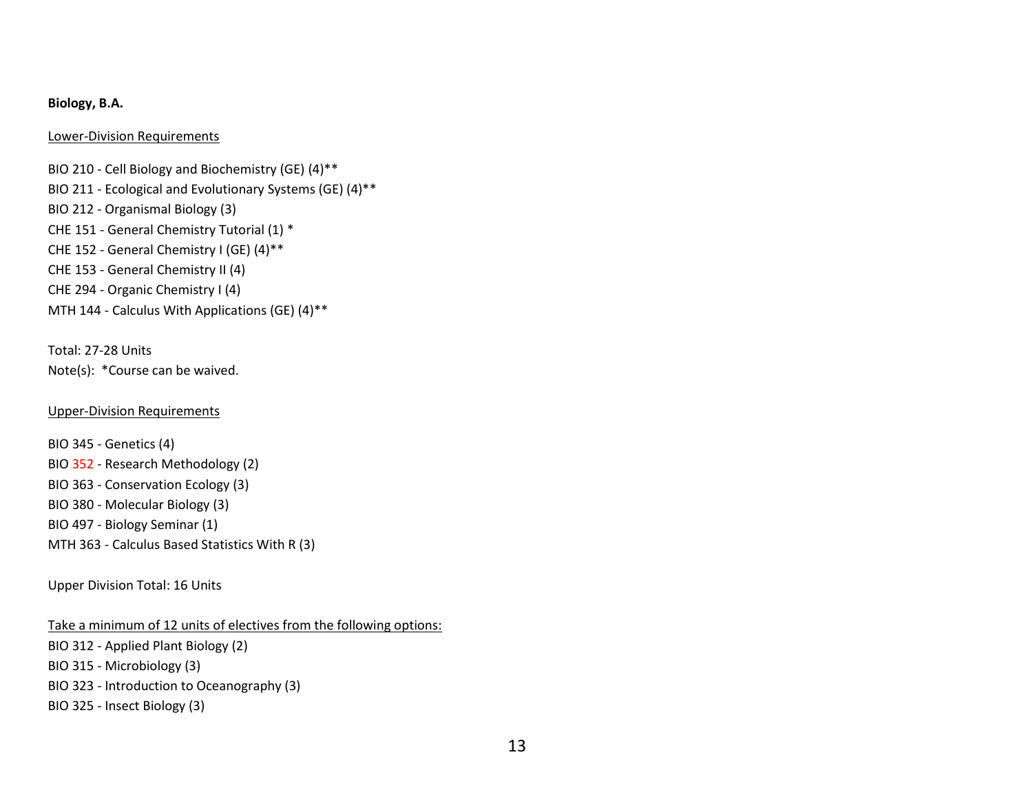**Biology, B.A.**

Lower-Division Requirements

BIO 210 - Cell Biology and Biochemistry (GE) (4)**
BIO 211 - Ecological and Evolutionary Systems (GE) (4)**
BIO 212 - Organismal Biology (3)
CHE 151 - General Chemistry Tutorial (1) *
CHE 152 - General Chemistry I (GE) (4)**
CHE 153 - General Chemistry II (4)
CHE 294 - Organic Chemistry I (4)
MTH 144 - Calculus With Applications (GE) (4)**

Total: 27-28 Units
Note(s): *Course can be waived.

Upper-Division Requirements

BIO 345 - Genetics (4)
BIO 352 - Research Methodology (2)
BIO 363 - Conservation Ecology (3)
BIO 380 - Molecular Biology (3)
BIO 497 - Biology Seminar (1)
MTH 363 - Calculus Based Statistics With R (3)

Upper Division Total: 16 Units

Take a minimum of 12 units of electives from the following options:
BIO 312 - Applied Plant Biology (2)
BIO 315 - Microbiology (3)
BIO 323 - Introduction to Oceanography (3)
BIO 325 - Insect Biology (3)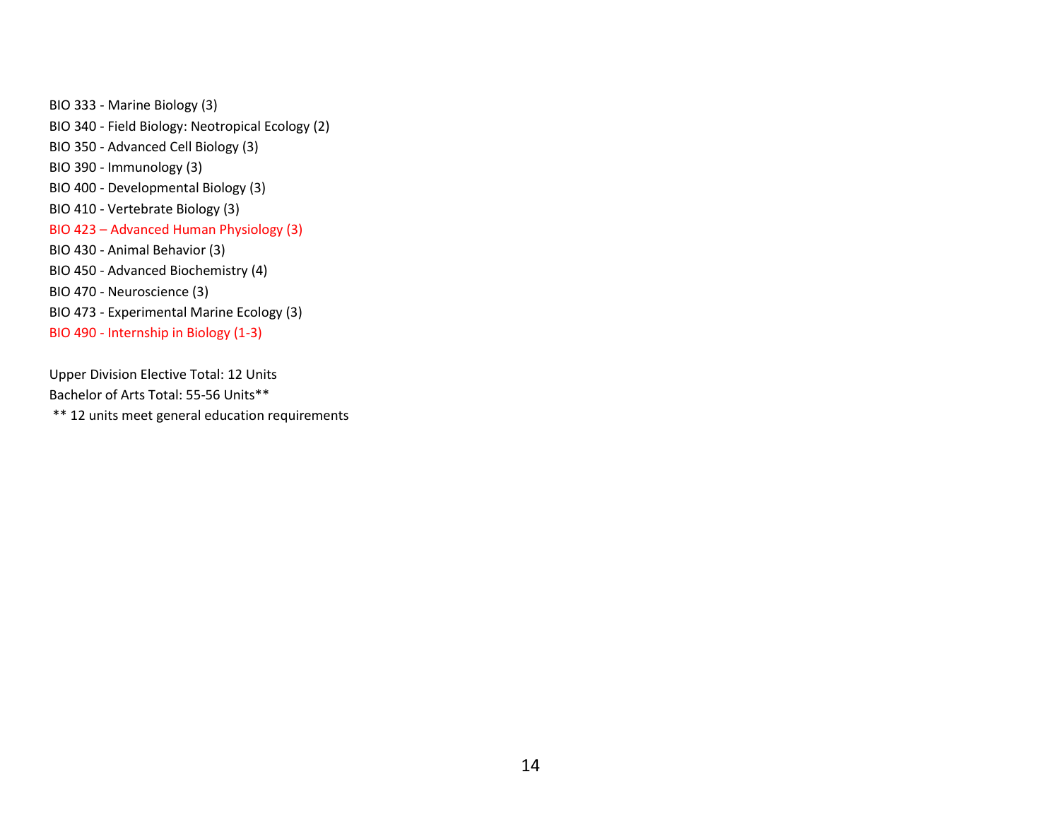BIO 333 - Marine Biology (3)

BIO 340 - Field Biology: Neotropical Ecology (2)

BIO 350 - Advanced Cell Biology (3)

BIO 390 - Immunology (3)

BIO 400 - Developmental Biology (3)

BIO 410 - Vertebrate Biology (3)

BIO 423 – Advanced Human Physiology (3)

BIO 430 - Animal Behavior (3)

BIO 450 - Advanced Biochemistry (4)

BIO 470 - Neuroscience (3)

BIO 473 - Experimental Marine Ecology (3)

BIO 490 - Internship in Biology (1-3)

Upper Division Elective Total: 12 Units

Bachelor of Arts Total: 55-56 Units**

** 12 units meet general education requirements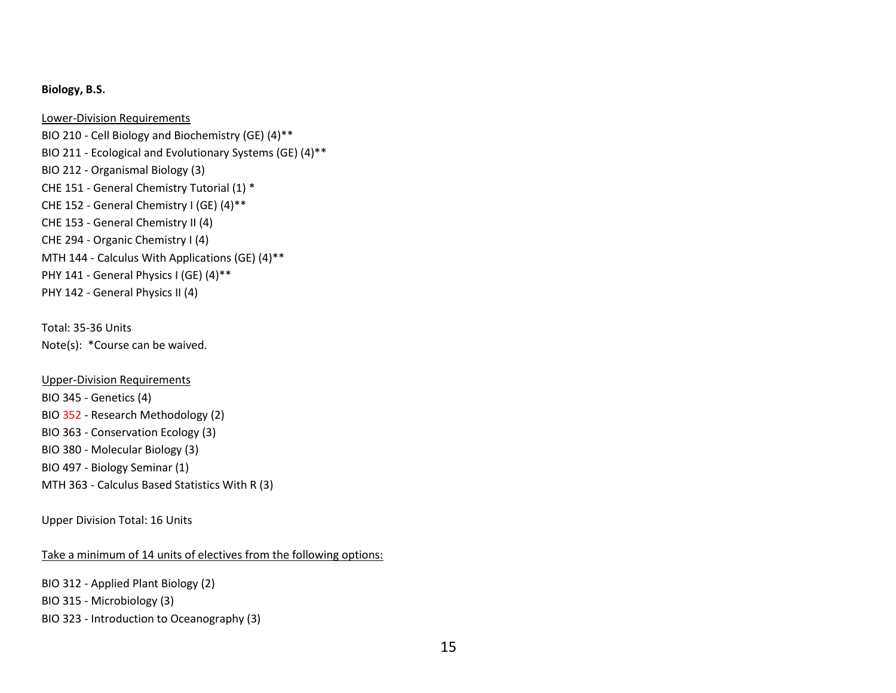**Biology, B.S.**

<u>Lower-Division Requirements</u>

BIO 210 - Cell Biology and Biochemistry (GE) (4)**  
BIO 211 - Ecological and Evolutionary Systems (GE) (4)**  
BIO 212 - Organismal Biology (3)  
CHE 151 - General Chemistry Tutorial (1) *  
CHE 152 - General Chemistry I (GE) (4)**  
CHE 153 - General Chemistry II (4)  
CHE 294 - Organic Chemistry I (4)  
MTH 144 - Calculus With Applications (GE) (4)**  
PHY 141 - General Physics I (GE) (4)**  
PHY 142 - General Physics II (4)

Total: 35-36 Units  
Note(s): *Course can be waived.

<u>Upper-Division Requirements</u>

BIO 345 - Genetics (4)  
BIO 352 - Research Methodology (2)  
BIO 363 - Conservation Ecology (3)  
BIO 380 - Molecular Biology (3)  
BIO 497 - Biology Seminar (1)  
MTH 363 - Calculus Based Statistics With R (3)

Upper Division Total: 16 Units

<u>Take a minimum of 14 units of electives from the following options:</u>

BIO 312 - Applied Plant Biology (2)  
BIO 315 - Microbiology (3)  
BIO 323 - Introduction to Oceanography (3)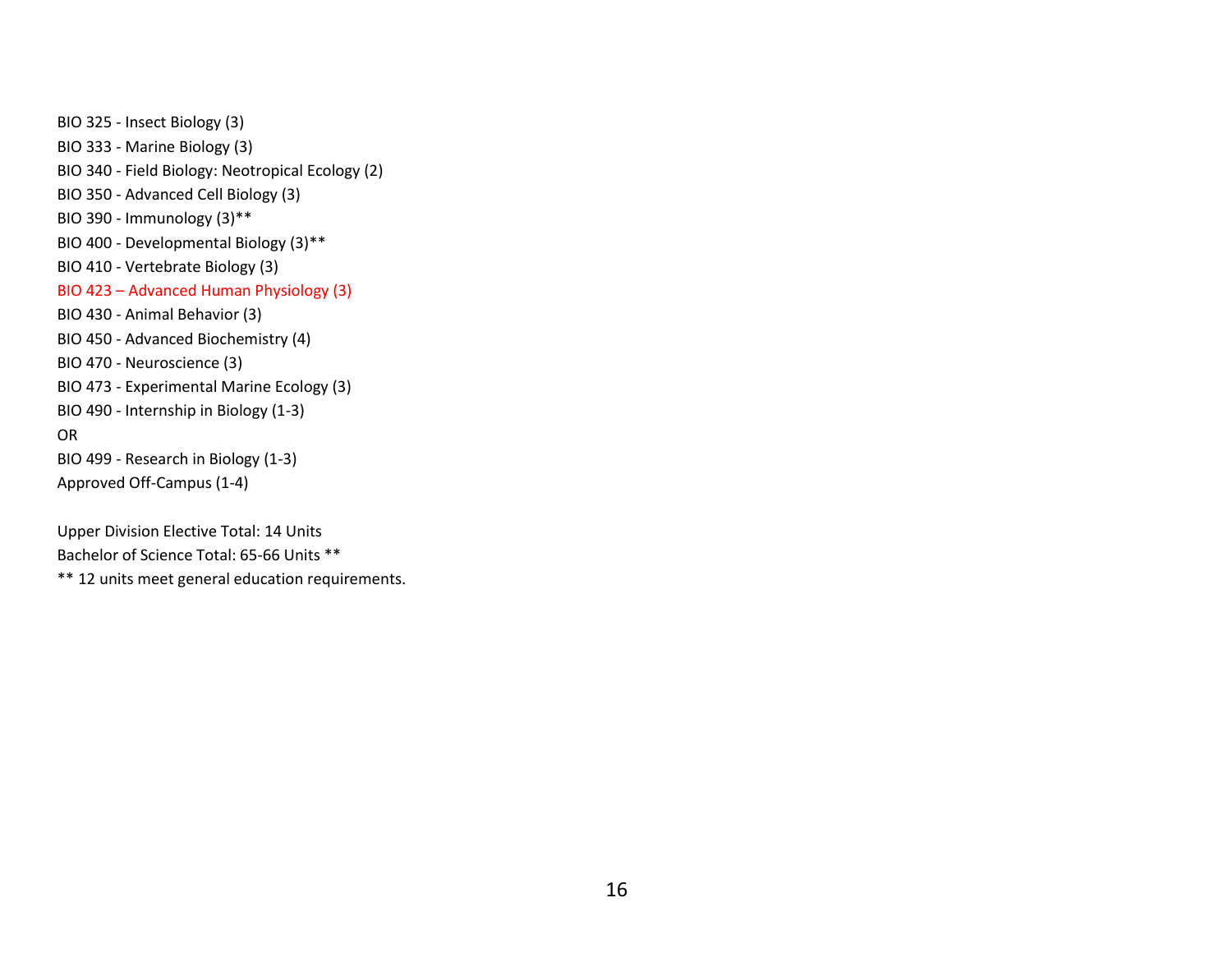BIO 325 - Insect Biology (3)

BIO 333 - Marine Biology (3)

BIO 340 - Field Biology: Neotropical Ecology (2)

BIO 350 - Advanced Cell Biology (3)

BIO 390 - Immunology (3)**

BIO 400 - Developmental Biology (3)**

BIO 410 - Vertebrate Biology (3)

BIO 423 – Advanced Human Physiology (3)

BIO 430 - Animal Behavior (3)

BIO 450 - Advanced Biochemistry (4)

BIO 470 - Neuroscience (3)

BIO 473 - Experimental Marine Ecology (3)

BIO 490 - Internship in Biology (1-3)

OR

BIO 499 - Research in Biology (1-3)

Approved Off-Campus (1-4)

Upper Division Elective Total: 14 Units

Bachelor of Science Total: 65-66 Units **

** 12 units meet general education requirements.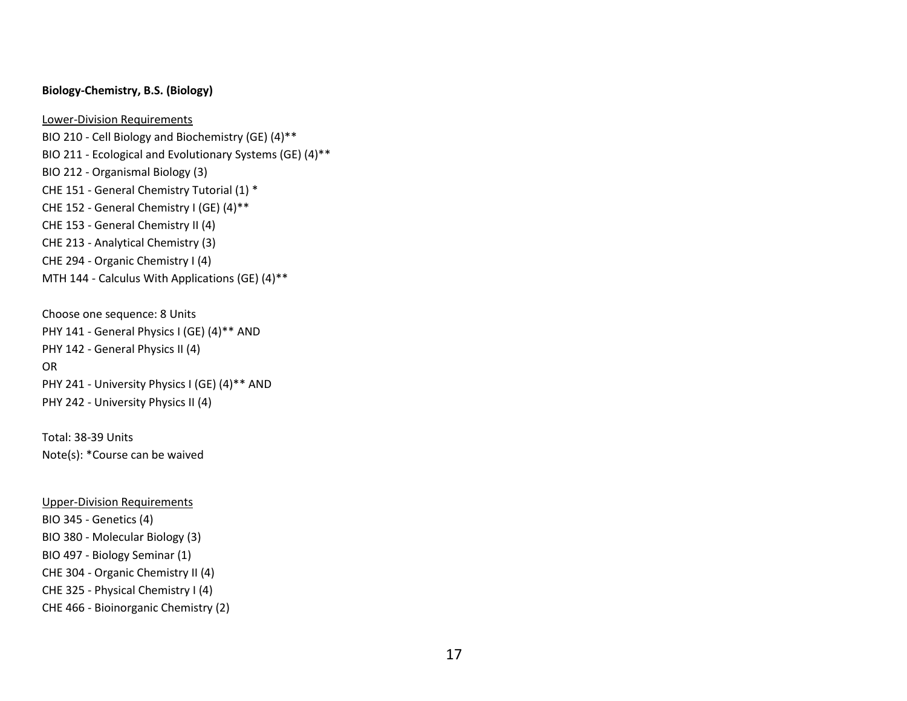**Biology-Chemistry, B.S. (Biology)**

Lower-Division Requirements

BIO 210 - Cell Biology and Biochemistry (GE) (4)**
BIO 211 - Ecological and Evolutionary Systems (GE) (4)**
BIO 212 - Organismal Biology (3)
CHE 151 - General Chemistry Tutorial (1) *
CHE 152 - General Chemistry I (GE) (4)**
CHE 153 - General Chemistry II (4)
CHE 213 - Analytical Chemistry (3)
CHE 294 - Organic Chemistry I (4)
MTH 144 - Calculus With Applications (GE) (4)**

Choose one sequence: 8 Units
PHY 141 - General Physics I (GE) (4)** AND
PHY 142 - General Physics II (4)
OR
PHY 241 - University Physics I (GE) (4)** AND
PHY 242 - University Physics II (4)

Total: 38-39 Units
Note(s): *Course can be waived

Upper-Division Requirements

BIO 345 - Genetics (4)
BIO 380 - Molecular Biology (3)
BIO 497 - Biology Seminar (1)
CHE 304 - Organic Chemistry II (4)
CHE 325 - Physical Chemistry I (4)
CHE 466 - Bioinorganic Chemistry (2)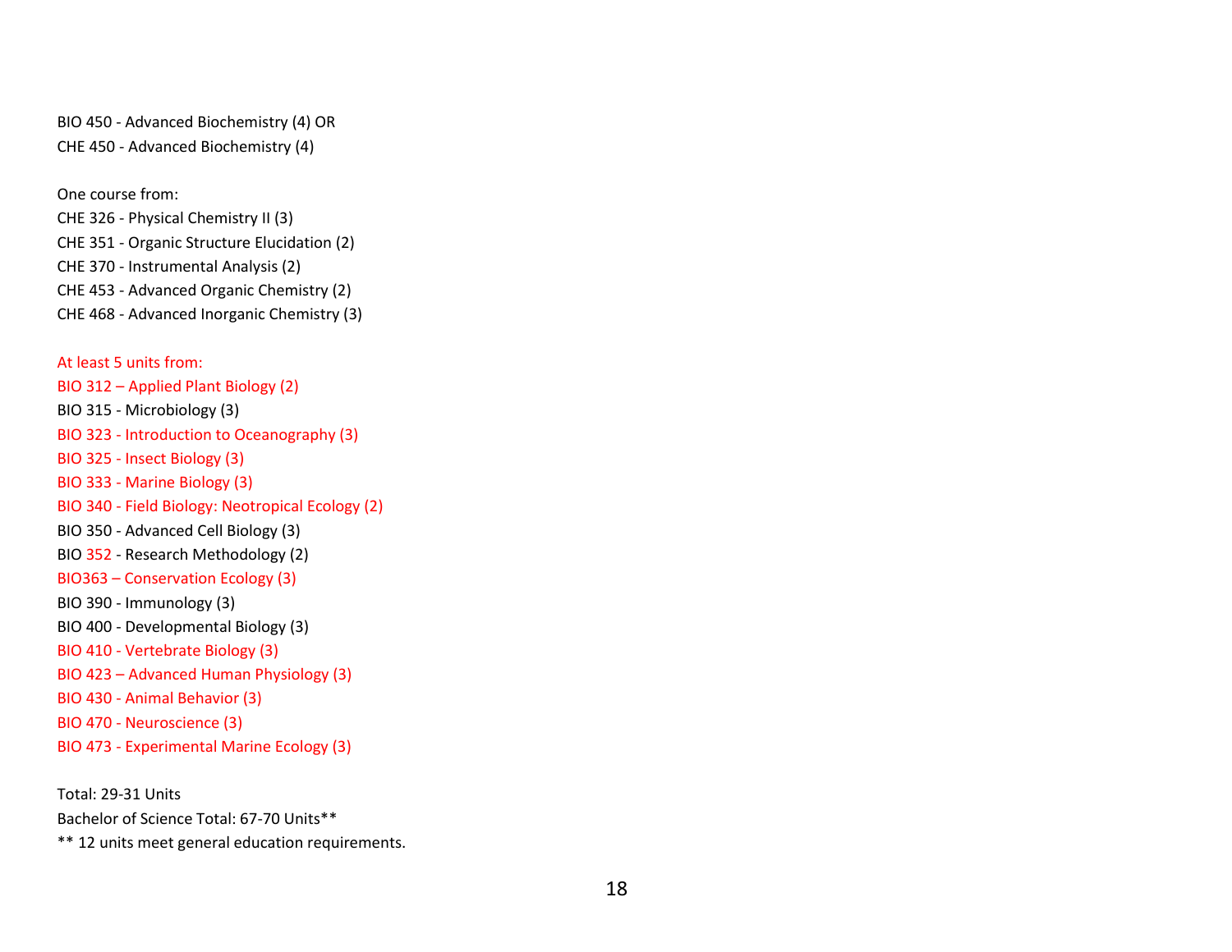BIO 450 - Advanced Biochemistry (4) OR
CHE 450 - Advanced Biochemistry (4)

One course from:
CHE 326 - Physical Chemistry II (3)
CHE 351 - Organic Structure Elucidation (2)
CHE 370 - Instrumental Analysis (2)
CHE 453 - Advanced Organic Chemistry (2)
CHE 468 - Advanced Inorganic Chemistry (3)

At least 5 units from:
BIO 312 – Applied Plant Biology (2)
BIO 315 - Microbiology (3)
BIO 323 - Introduction to Oceanography (3)
BIO 325 - Insect Biology (3)
BIO 333 - Marine Biology (3)
BIO 340 - Field Biology: Neotropical Ecology (2)
BIO 350 - Advanced Cell Biology (3)
BIO 352 - Research Methodology (2)
BIO363 – Conservation Ecology (3)
BIO 390 - Immunology (3)
BIO 400 - Developmental Biology (3)
BIO 410 - Vertebrate Biology (3)
BIO 423 – Advanced Human Physiology (3)
BIO 430 - Animal Behavior (3)
BIO 470 - Neuroscience (3)
BIO 473 - Experimental Marine Ecology (3)

Total: 29-31 Units
Bachelor of Science Total: 67-70 Units**
** 12 units meet general education requirements.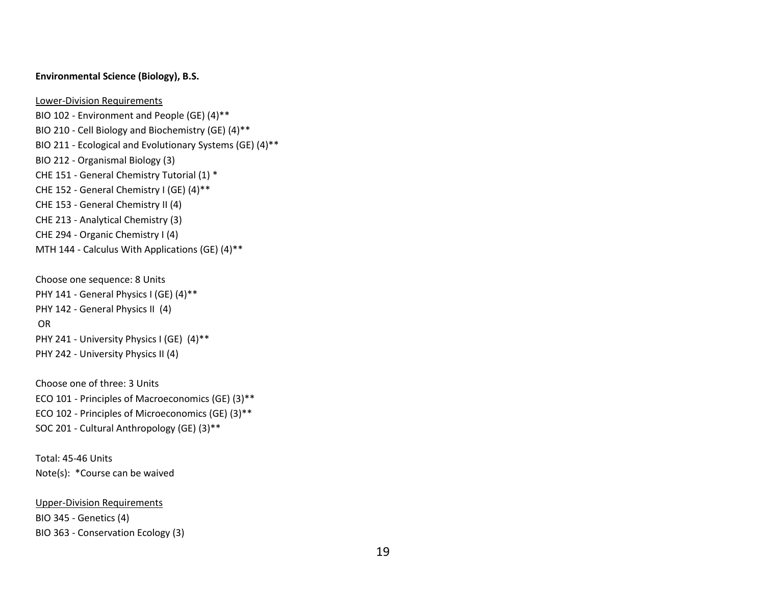**Environmental Science (Biology), B.S.**

Lower-Division Requirements

BIO 102 - Environment and People (GE) (4)**

BIO 210 - Cell Biology and Biochemistry (GE) (4)**

BIO 211 - Ecological and Evolutionary Systems (GE) (4)**

BIO 212 - Organismal Biology (3)

CHE 151 - General Chemistry Tutorial (1) *

CHE 152 - General Chemistry I (GE) (4)**

CHE 153 - General Chemistry II (4)

CHE 213 - Analytical Chemistry (3)

CHE 294 - Organic Chemistry I (4)

MTH 144 - Calculus With Applications (GE) (4)**

Choose one sequence: 8 Units

PHY 141 - General Physics I (GE) (4)**

PHY 142 - General Physics II (4)

OR

PHY 241 - University Physics I (GE) (4)**

PHY 242 - University Physics II (4)

Choose one of three: 3 Units

ECO 101 - Principles of Macroeconomics (GE) (3)**

ECO 102 - Principles of Microeconomics (GE) (3)**

SOC 201 - Cultural Anthropology (GE) (3)**

Total: 45-46 Units

Note(s): *Course can be waived

Upper-Division Requirements

BIO 345 - Genetics (4)

BIO 363 - Conservation Ecology (3)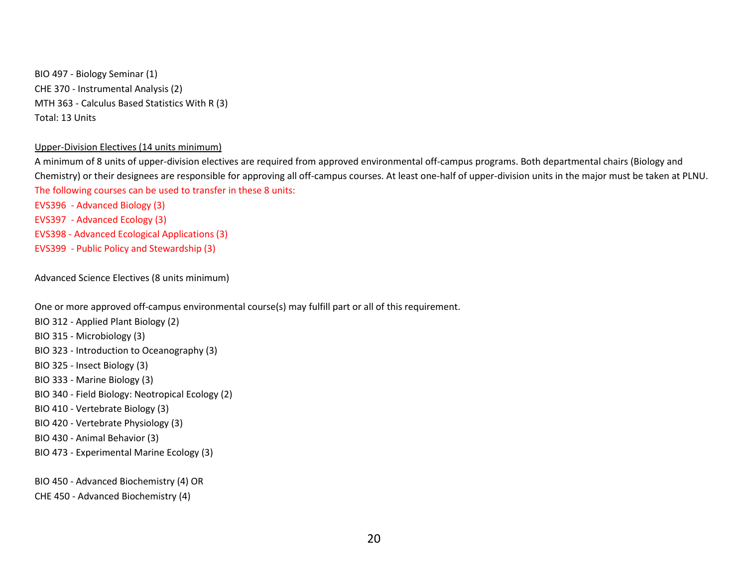BIO 497 - Biology Seminar (1)
CHE 370 - Instrumental Analysis (2)
MTH 363 - Calculus Based Statistics With R (3)
Total: 13 Units

Upper-Division Electives (14 units minimum)

A minimum of 8 units of upper-division electives are required from approved environmental off-campus programs. Both departmental chairs (Biology and Chemistry) or their designees are responsible for approving all off-campus courses. At least one-half of upper-division units in the major must be taken at PLNU.
The following courses can be used to transfer in these 8 units:
EVS396 - Advanced Biology (3)
EVS397 - Advanced Ecology (3)
EVS398 - Advanced Ecological Applications (3)
EVS399 - Public Policy and Stewardship (3)

Advanced Science Electives (8 units minimum)

One or more approved off-campus environmental course(s) may fulfill part or all of this requirement.
BIO 312 - Applied Plant Biology (2)
BIO 315 - Microbiology (3)
BIO 323 - Introduction to Oceanography (3)
BIO 325 - Insect Biology (3)
BIO 333 - Marine Biology (3)
BIO 340 - Field Biology: Neotropical Ecology (2)
BIO 410 - Vertebrate Biology (3)
BIO 420 - Vertebrate Physiology (3)
BIO 430 - Animal Behavior (3)
BIO 473 - Experimental Marine Ecology (3)

BIO 450 - Advanced Biochemistry (4) OR
CHE 450 - Advanced Biochemistry (4)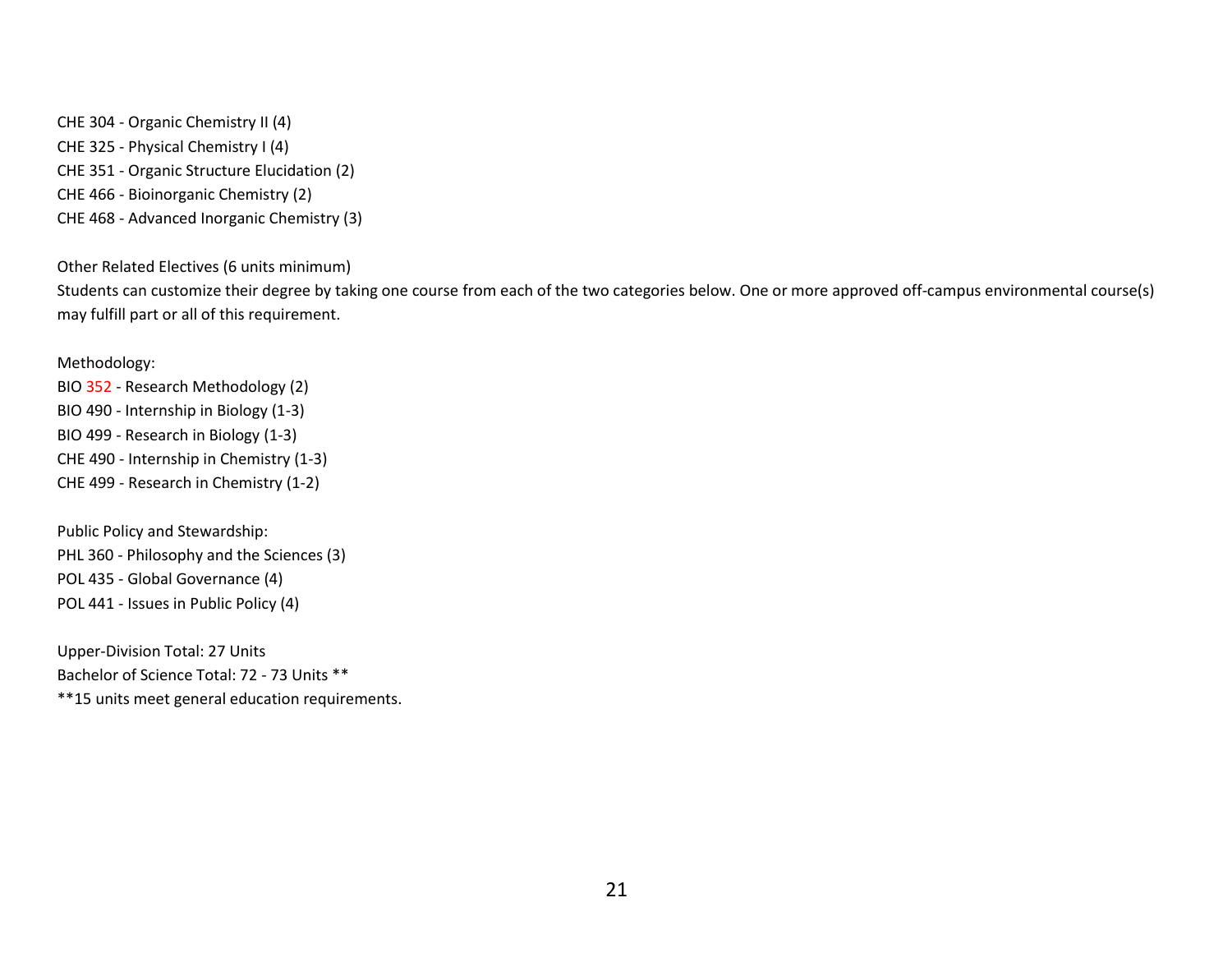CHE 304 - Organic Chemistry II (4)
CHE 325 - Physical Chemistry I (4)
CHE 351 - Organic Structure Elucidation (2)
CHE 466 - Bioinorganic Chemistry (2)
CHE 468 - Advanced Inorganic Chemistry (3)

Other Related Electives (6 units minimum)
Students can customize their degree by taking one course from each of the two categories below. One or more approved off-campus environmental course(s) may fulfill part or all of this requirement.

Methodology:
BIO 352 - Research Methodology (2)
BIO 490 - Internship in Biology (1-3)
BIO 499 - Research in Biology (1-3)
CHE 490 - Internship in Chemistry (1-3)
CHE 499 - Research in Chemistry (1-2)

Public Policy and Stewardship:
PHL 360 - Philosophy and the Sciences (3)
POL 435 - Global Governance (4)
POL 441 - Issues in Public Policy (4)

Upper-Division Total: 27 Units
Bachelor of Science Total: 72 - 73 Units **
**15 units meet general education requirements.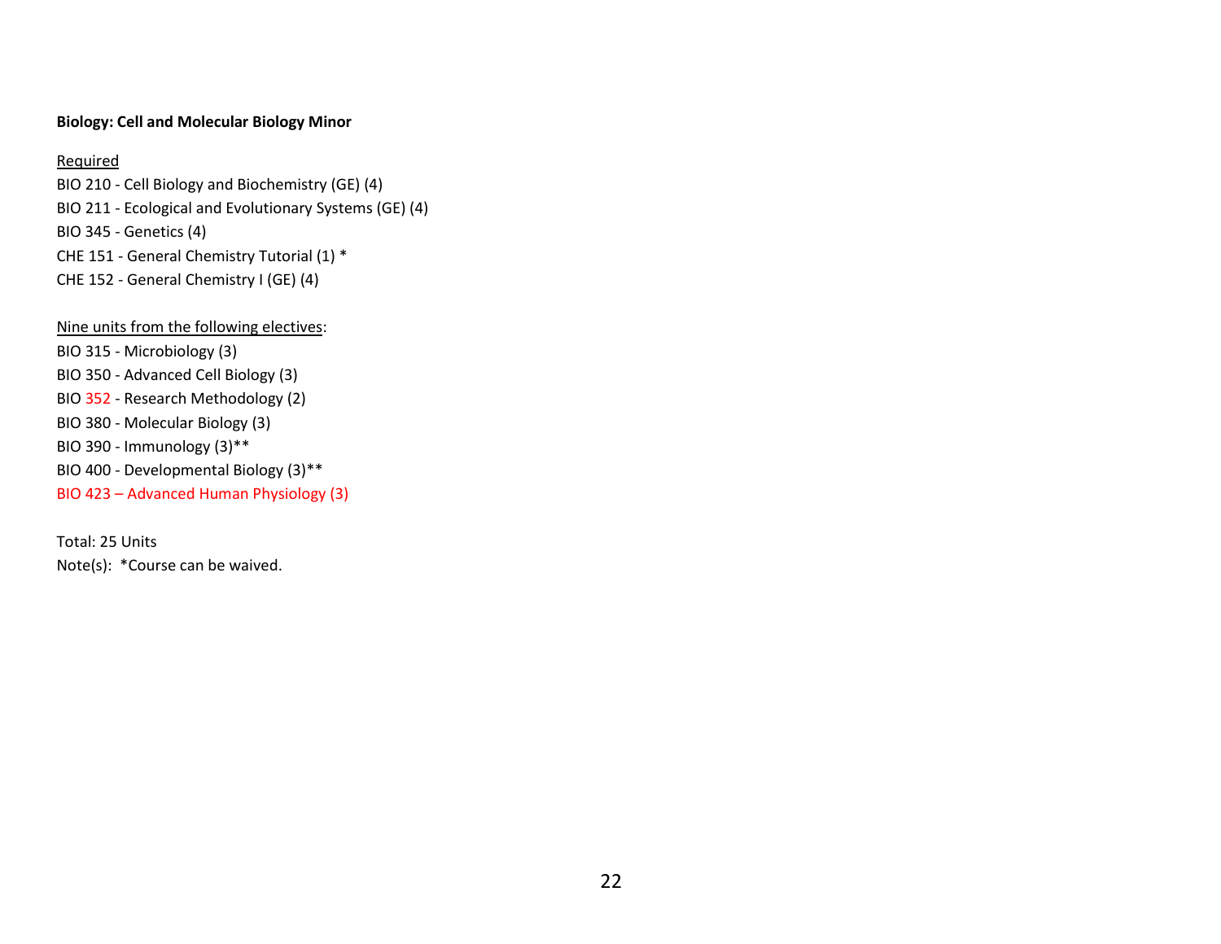**Biology: Cell and Molecular Biology Minor**

Required

BIO 210 - Cell Biology and Biochemistry (GE) (4)
BIO 211 - Ecological and Evolutionary Systems (GE) (4)
BIO 345 - Genetics (4)
CHE 151 - General Chemistry Tutorial (1) *
CHE 152 - General Chemistry I (GE) (4)

Nine units from the following electives:

BIO 315 - Microbiology (3)
BIO 350 - Advanced Cell Biology (3)
BIO 352 - Research Methodology (2)
BIO 380 - Molecular Biology (3)
BIO 390 - Immunology (3)**
BIO 400 - Developmental Biology (3)**
BIO 423 – Advanced Human Physiology (3)

Total: 25 Units
Note(s): *Course can be waived.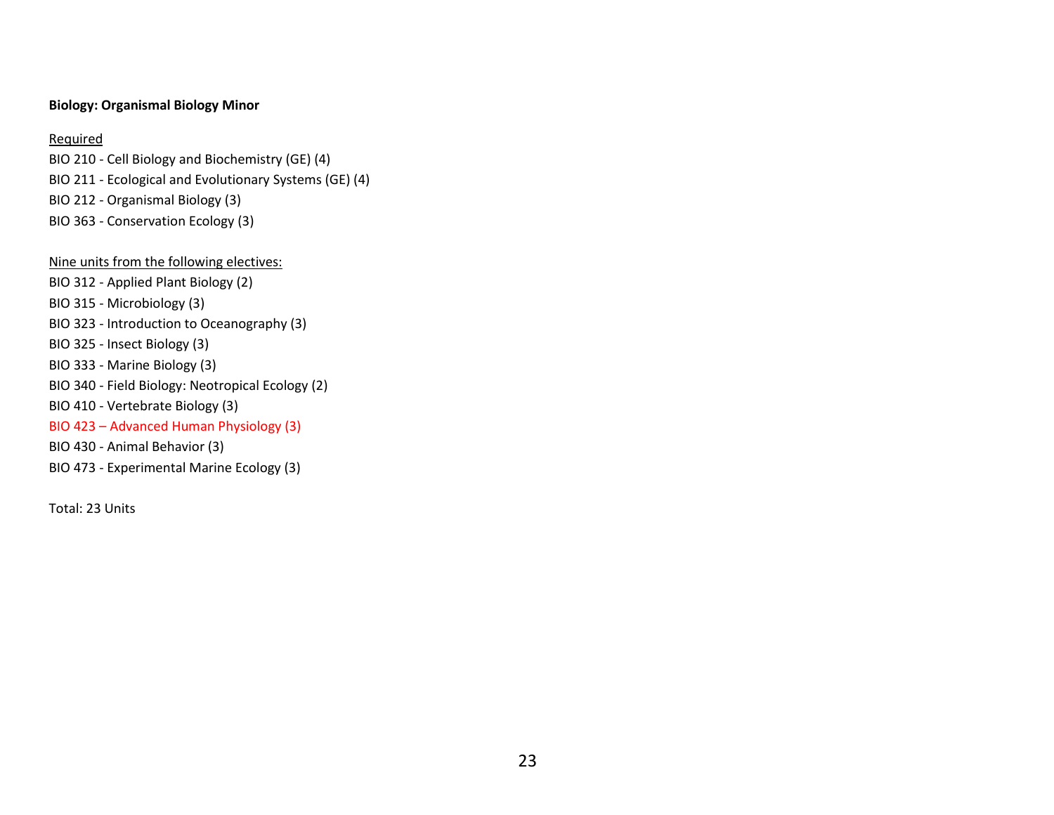**Biology: Organismal Biology Minor**

Required

BIO 210 - Cell Biology and Biochemistry (GE) (4)

BIO 211 - Ecological and Evolutionary Systems (GE) (4)

BIO 212 - Organismal Biology (3)

BIO 363 - Conservation Ecology (3)

Nine units from the following electives:

BIO 312 - Applied Plant Biology (2)

BIO 315 - Microbiology (3)

BIO 323 - Introduction to Oceanography (3)

BIO 325 - Insect Biology (3)

BIO 333 - Marine Biology (3)

BIO 340 - Field Biology: Neotropical Ecology (2)

BIO 410 - Vertebrate Biology (3)

BIO 423 – Advanced Human Physiology (3)

BIO 430 - Animal Behavior (3)

BIO 473 - Experimental Marine Ecology (3)

Total: 23 Units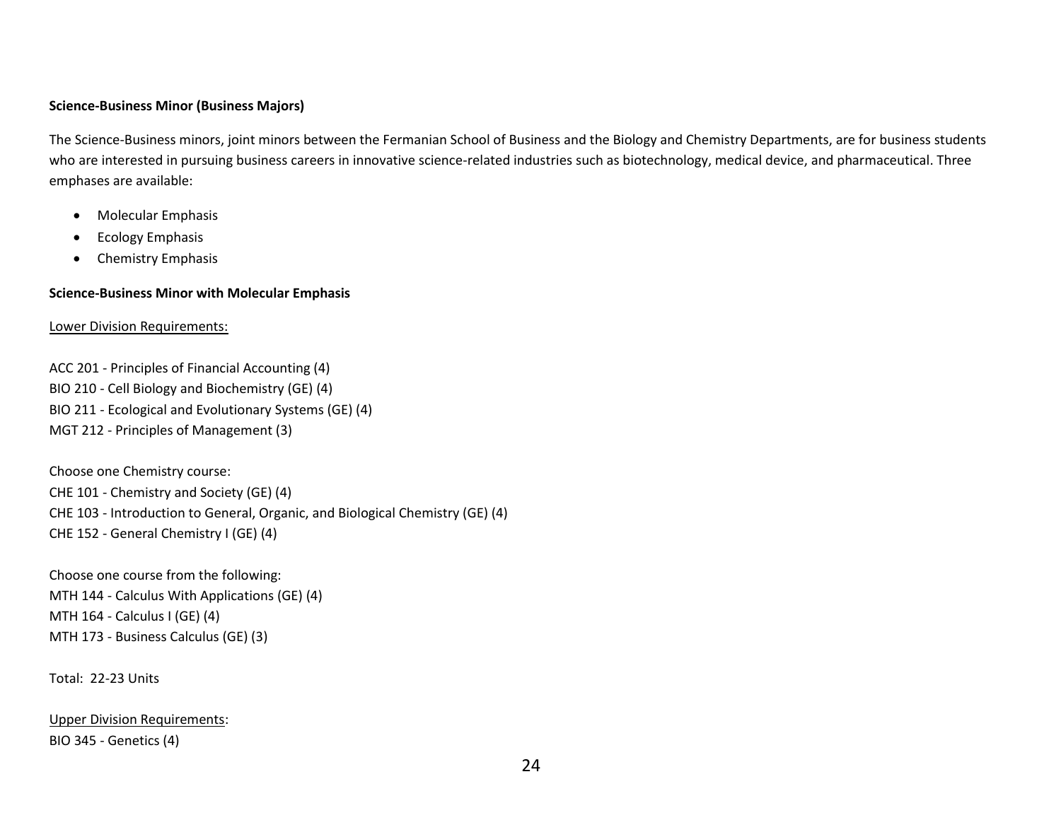### Science-Business Minor (Business Majors)

The Science-Business minors, joint minors between the Fermanian School of Business and the Biology and Chemistry Departments, are for business students who are interested in pursuing business careers in innovative science-related industries such as biotechnology, medical device, and pharmaceutical. Three emphases are available:

- Molecular Emphasis
- Ecology Emphasis
- Chemistry Emphasis

### Science-Business Minor with Molecular Emphasis

<u>Lower Division Requirements:</u>

ACC 201 - Principles of Financial Accounting (4)
BIO 210 - Cell Biology and Biochemistry (GE) (4)
BIO 211 - Ecological and Evolutionary Systems (GE) (4)
MGT 212 - Principles of Management (3)

Choose one Chemistry course:
CHE 101 - Chemistry and Society (GE) (4)
CHE 103 - Introduction to General, Organic, and Biological Chemistry (GE) (4)
CHE 152 - General Chemistry I (GE) (4)

Choose one course from the following:
MTH 144 - Calculus With Applications (GE) (4)
MTH 164 - Calculus I (GE) (4)
MTH 173 - Business Calculus (GE) (3)

Total: 22-23 Units

<u>Upper Division Requirements</u>:
BIO 345 - Genetics (4)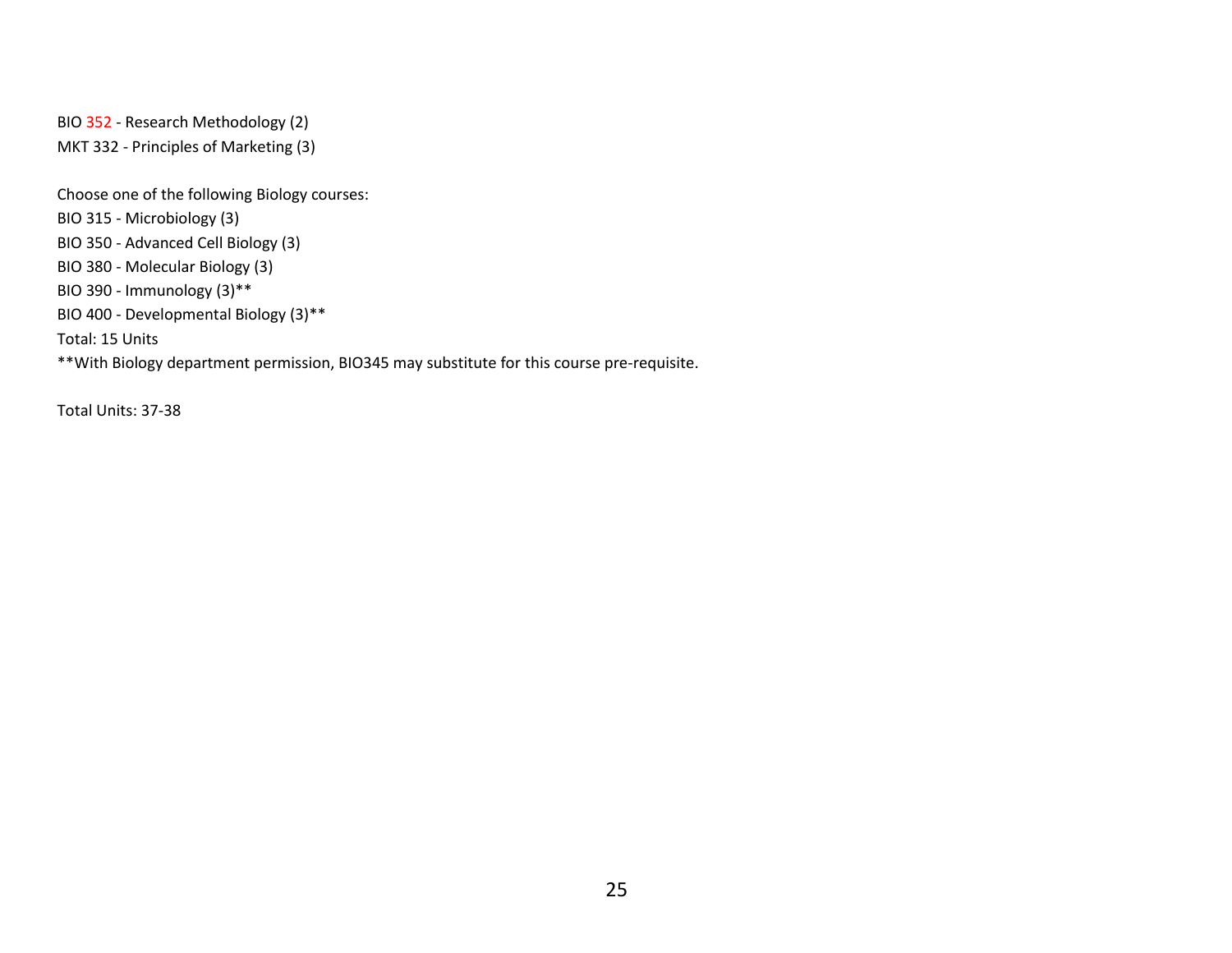BIO 352 - Research Methodology (2)
MKT 332 - Principles of Marketing (3)

Choose one of the following Biology courses:
BIO 315 - Microbiology (3)
BIO 350 - Advanced Cell Biology (3)
BIO 380 - Molecular Biology (3)
BIO 390 - Immunology (3)**
BIO 400 - Developmental Biology (3)**
Total: 15 Units
**With Biology department permission, BIO345 may substitute for this course pre-requisite.

Total Units: 37-38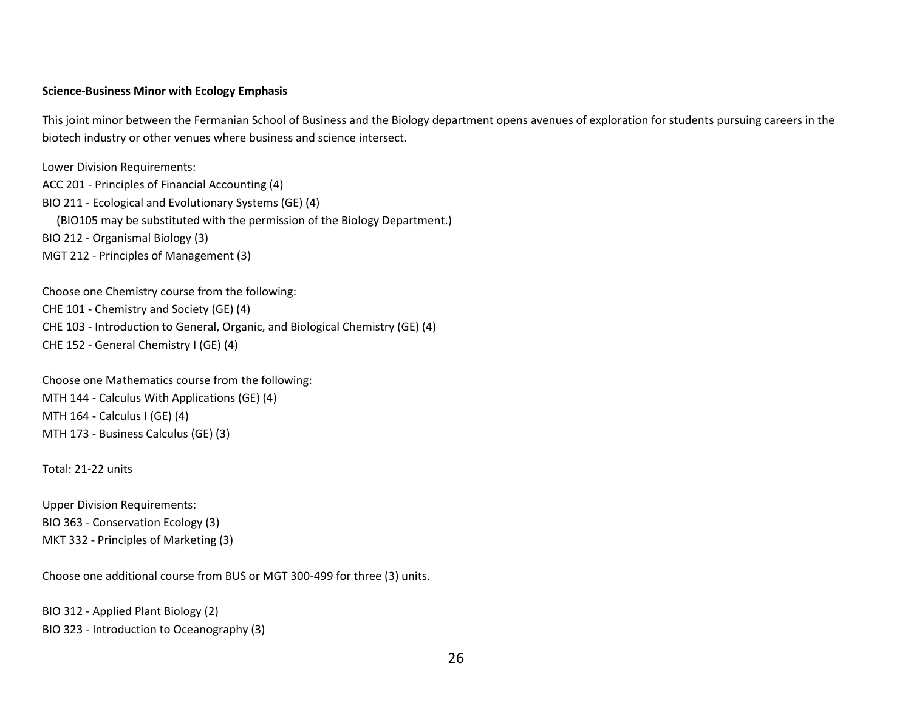**Science-Business Minor with Ecology Emphasis**

This joint minor between the Fermanian School of Business and the Biology department opens avenues of exploration for students pursuing careers in the biotech industry or other venues where business and science intersect.

Lower Division Requirements:

ACC 201 - Principles of Financial Accounting (4)
BIO 211 - Ecological and Evolutionary Systems (GE) (4)
 (BIO105 may be substituted with the permission of the Biology Department.)
BIO 212 - Organismal Biology (3)
MGT 212 - Principles of Management (3)

Choose one Chemistry course from the following:
CHE 101 - Chemistry and Society (GE) (4)
CHE 103 - Introduction to General, Organic, and Biological Chemistry (GE) (4)
CHE 152 - General Chemistry I (GE) (4)

Choose one Mathematics course from the following:
MTH 144 - Calculus With Applications (GE) (4)
MTH 164 - Calculus I (GE) (4)
MTH 173 - Business Calculus (GE) (3)

Total: 21-22 units

Upper Division Requirements:

BIO 363 - Conservation Ecology (3)
MKT 332 - Principles of Marketing (3)

Choose one additional course from BUS or MGT 300-499 for three (3) units.

BIO 312 - Applied Plant Biology (2)
BIO 323 - Introduction to Oceanography (3)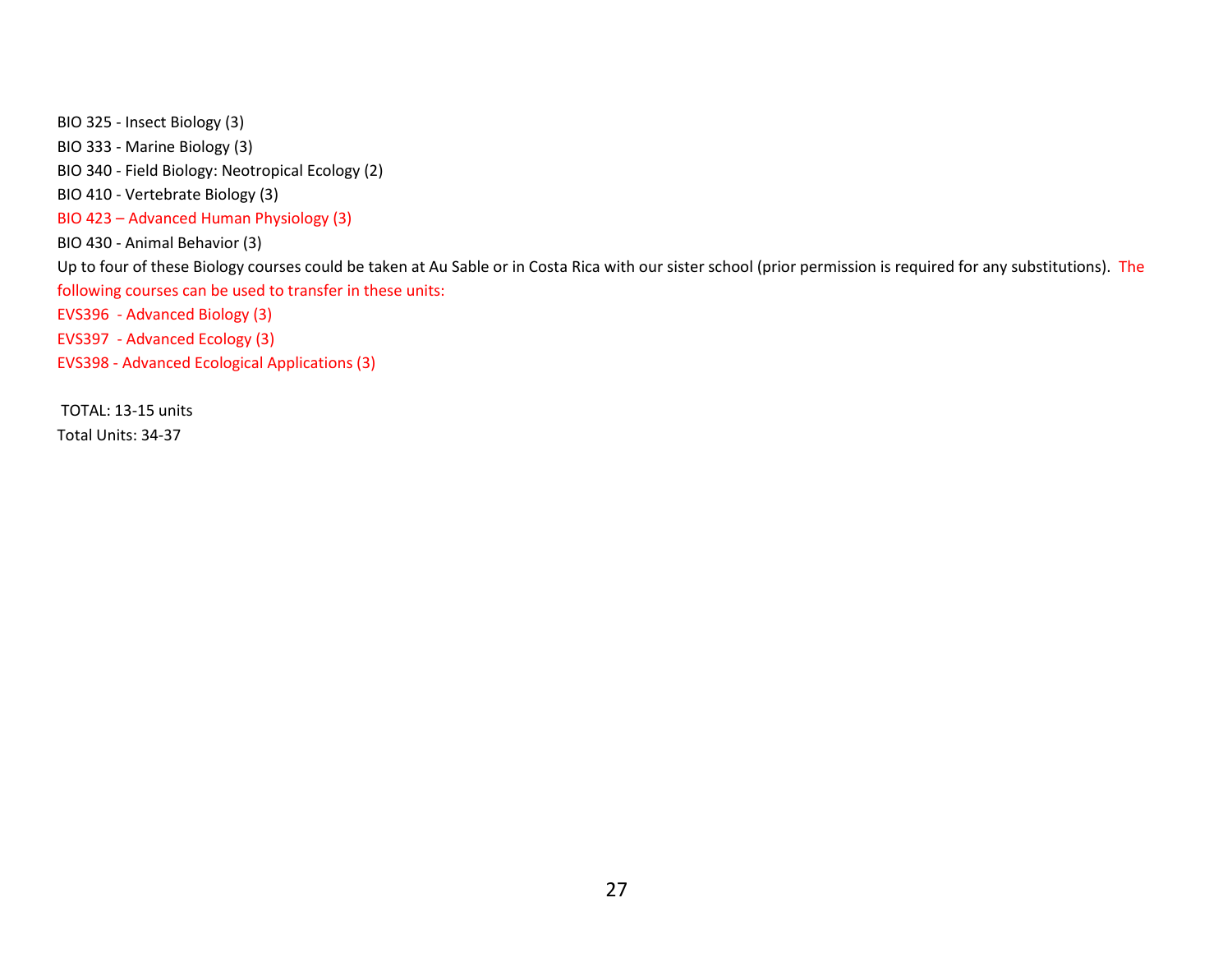BIO 325 - Insect Biology (3)

BIO 333 - Marine Biology (3)

BIO 340 - Field Biology: Neotropical Ecology (2)

BIO 410 - Vertebrate Biology (3)

BIO 423 – Advanced Human Physiology (3)

BIO 430 - Animal Behavior (3)

Up to four of these Biology courses could be taken at Au Sable or in Costa Rica with our sister school (prior permission is required for any substitutions). The following courses can be used to transfer in these units:

EVS396 - Advanced Biology (3)

EVS397 - Advanced Ecology (3)

EVS398 - Advanced Ecological Applications (3)

TOTAL: 13-15 units

Total Units: 34-37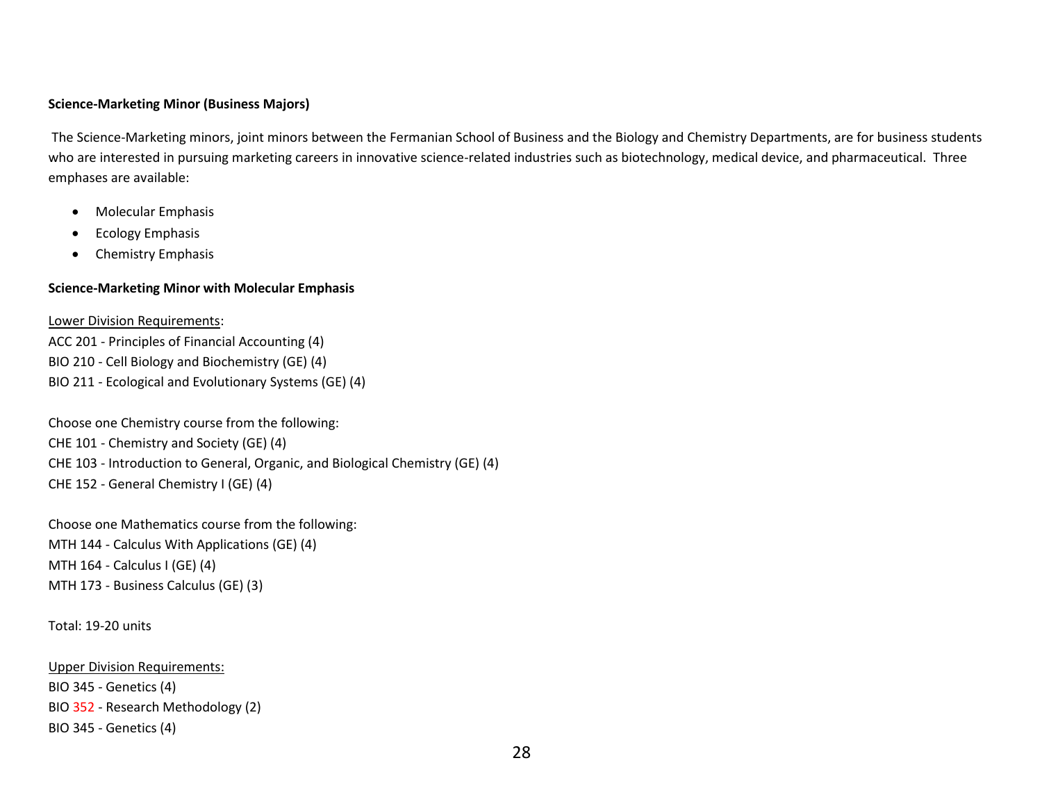**Science-Marketing Minor (Business Majors)**

The Science-Marketing minors, joint minors between the Fermanian School of Business and the Biology and Chemistry Departments, are for business students who are interested in pursuing marketing careers in innovative science-related industries such as biotechnology, medical device, and pharmaceutical. Three emphases are available:

- Molecular Emphasis
- Ecology Emphasis
- Chemistry Emphasis

**Science-Marketing Minor with Molecular Emphasis**

Lower Division Requirements:
ACC 201 - Principles of Financial Accounting (4)
BIO 210 - Cell Biology and Biochemistry (GE) (4)
BIO 211 - Ecological and Evolutionary Systems (GE) (4)

Choose one Chemistry course from the following:
CHE 101 - Chemistry and Society (GE) (4)
CHE 103 - Introduction to General, Organic, and Biological Chemistry (GE) (4)
CHE 152 - General Chemistry I (GE) (4)

Choose one Mathematics course from the following:
MTH 144 - Calculus With Applications (GE) (4)
MTH 164 - Calculus I (GE) (4)
MTH 173 - Business Calculus (GE) (3)

Total: 19-20 units

Upper Division Requirements:
BIO 345 - Genetics (4)
BIO 352 - Research Methodology (2)
BIO 345 - Genetics (4)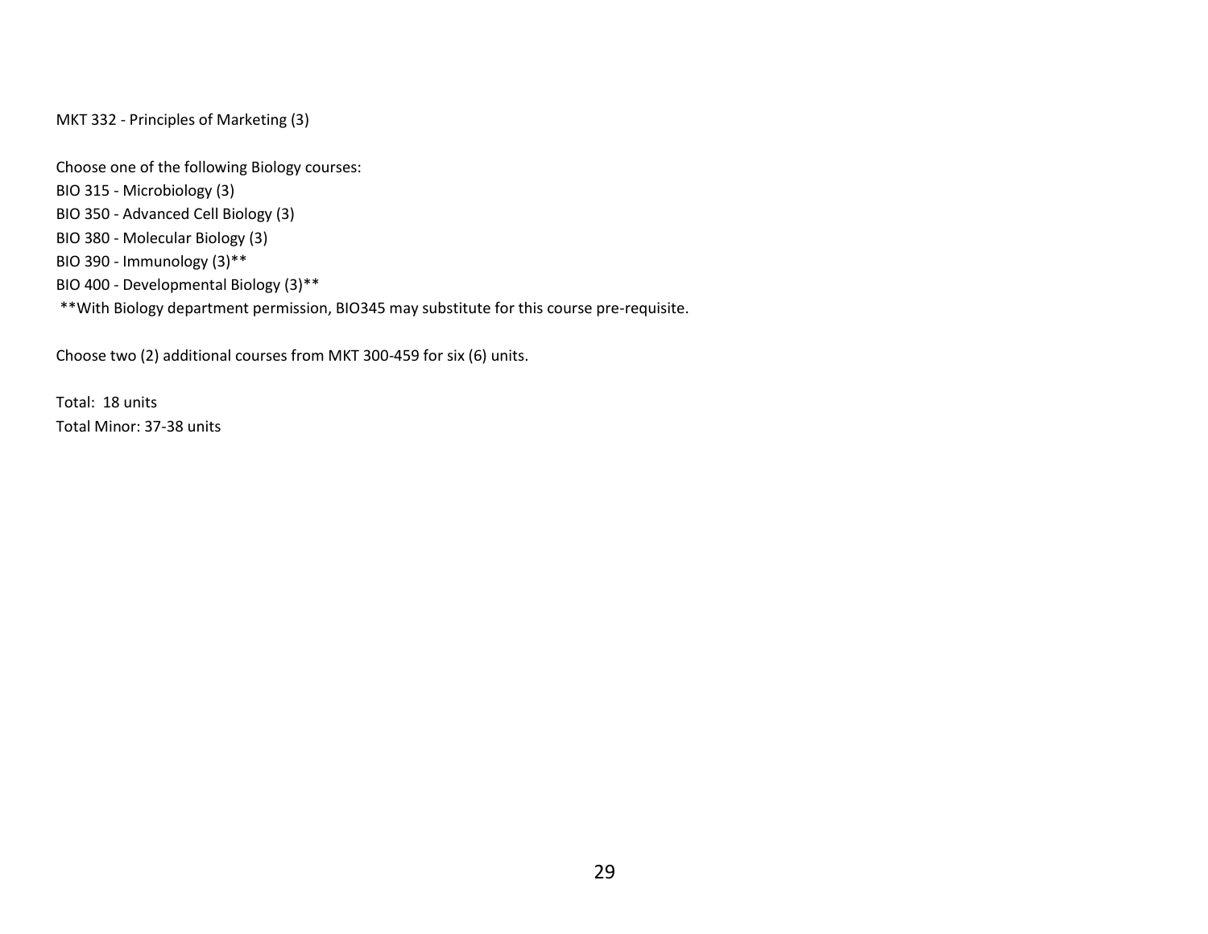MKT 332 - Principles of Marketing (3)

Choose one of the following Biology courses:
BIO 315 - Microbiology (3)
BIO 350 - Advanced Cell Biology (3)
BIO 380 - Molecular Biology (3)
BIO 390 - Immunology (3)**
BIO 400 - Developmental Biology (3)**
**With Biology department permission, BIO345 may substitute for this course pre-requisite.

Choose two (2) additional courses from MKT 300-459 for six (6) units.

Total: 18 units
Total Minor: 37-38 units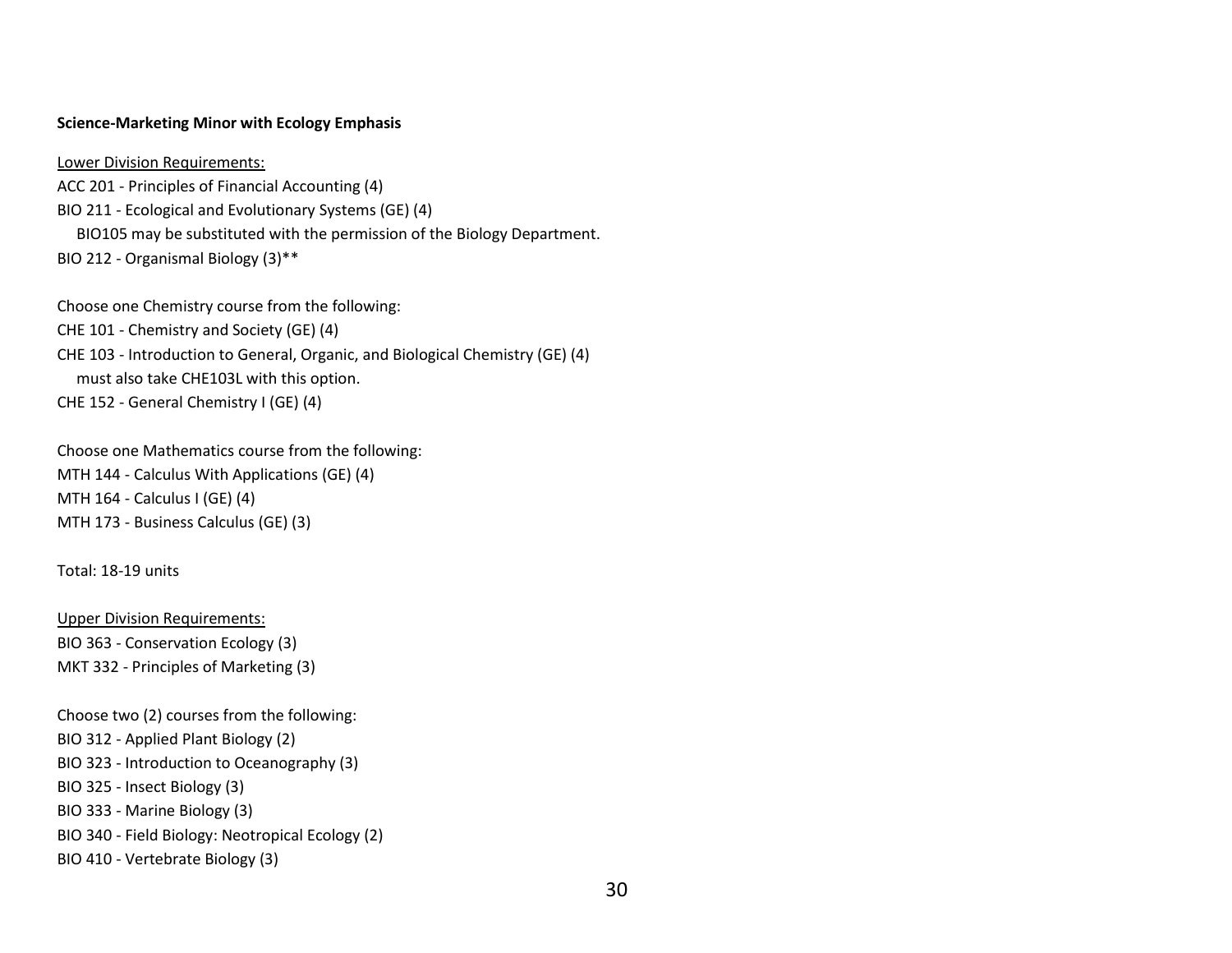**Science-Marketing Minor with Ecology Emphasis**

Lower Division Requirements:

ACC 201 - Principles of Financial Accounting (4)

BIO 211 - Ecological and Evolutionary Systems (GE) (4)

  BIO105 may be substituted with the permission of the Biology Department.

BIO 212 - Organismal Biology (3)**

Choose one Chemistry course from the following:

CHE 101 - Chemistry and Society (GE) (4)

CHE 103 - Introduction to General, Organic, and Biological Chemistry (GE) (4)

  must also take CHE103L with this option.

CHE 152 - General Chemistry I (GE) (4)

Choose one Mathematics course from the following:

MTH 144 - Calculus With Applications (GE) (4)

MTH 164 - Calculus I (GE) (4)

MTH 173 - Business Calculus (GE) (3)

Total: 18-19 units

Upper Division Requirements:

BIO 363 - Conservation Ecology (3)

MKT 332 - Principles of Marketing (3)

Choose two (2) courses from the following:

BIO 312 - Applied Plant Biology (2)

BIO 323 - Introduction to Oceanography (3)

BIO 325 - Insect Biology (3)

BIO 333 - Marine Biology (3)

BIO 340 - Field Biology: Neotropical Ecology (2)

BIO 410 - Vertebrate Biology (3)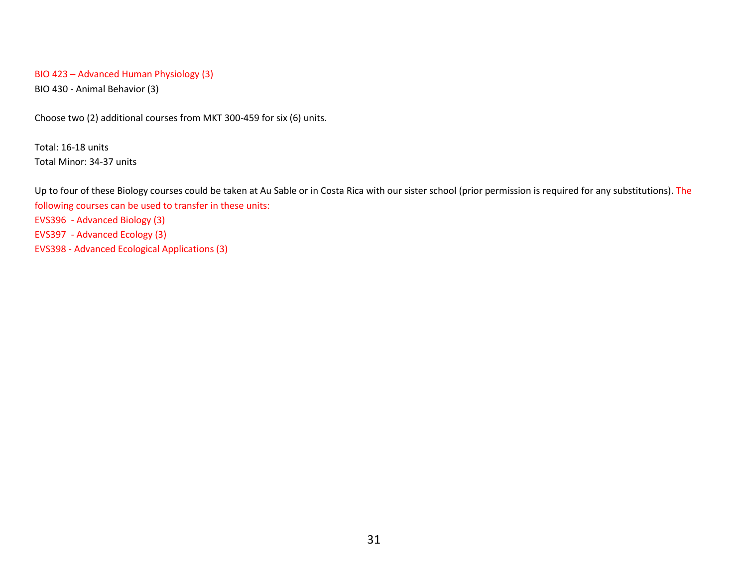BIO 423 – Advanced Human Physiology (3)
BIO 430 - Animal Behavior (3)

Choose two (2) additional courses from MKT 300-459 for six (6) units.

Total: 16-18 units
Total Minor: 34-37 units

Up to four of these Biology courses could be taken at Au Sable or in Costa Rica with our sister school (prior permission is required for any substitutions). The following courses can be used to transfer in these units:
EVS396 - Advanced Biology (3)
EVS397 - Advanced Ecology (3)
EVS398 - Advanced Ecological Applications (3)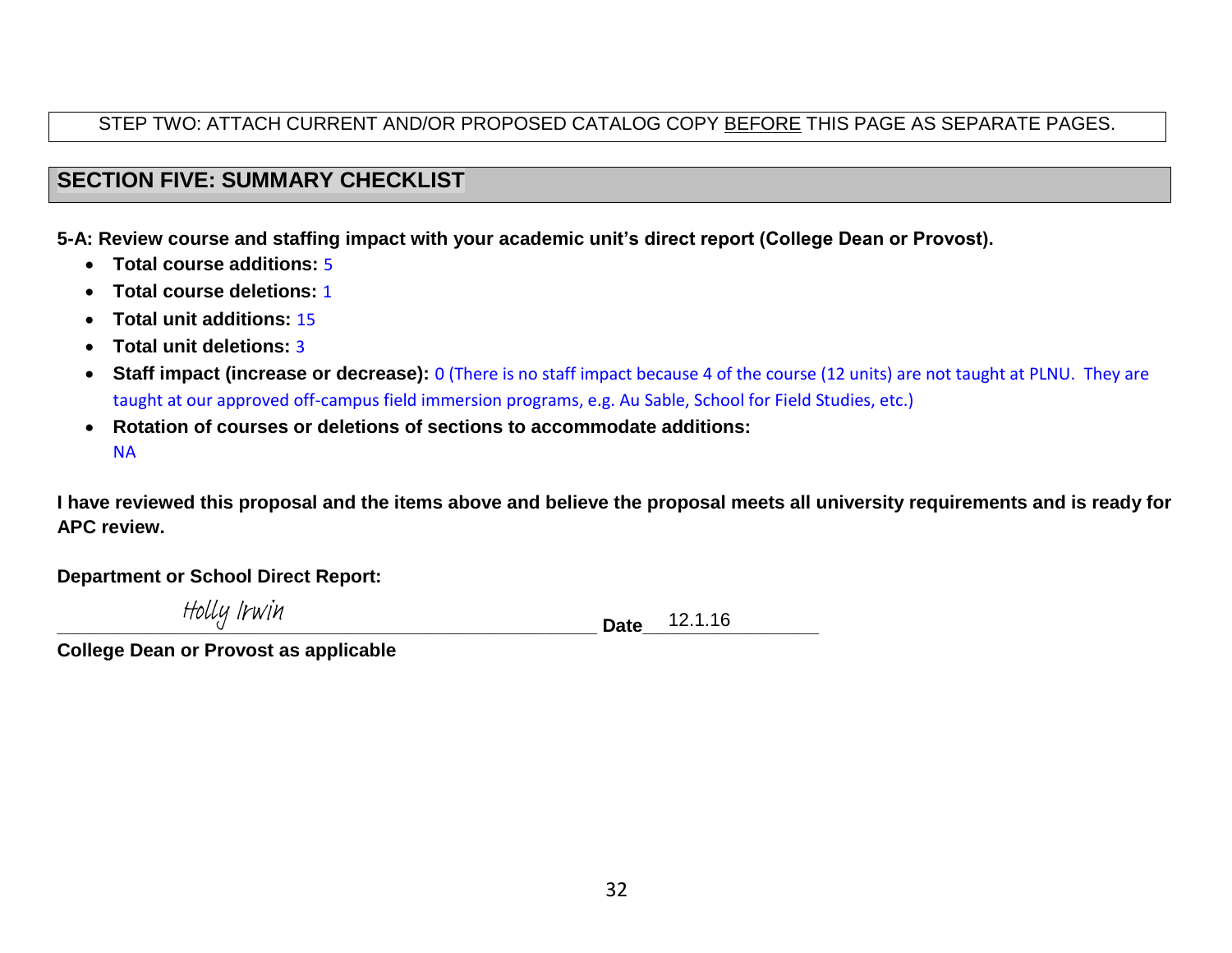STEP TWO: ATTACH CURRENT AND/OR PROPOSED CATALOG COPY BEFORE THIS PAGE AS SEPARATE PAGES.

## SECTION FIVE: SUMMARY CHECKLIST

**5-A: Review course and staffing impact with your academic unit's direct report (College Dean or Provost).**

- **Total course additions:** 5
- **Total course deletions:** 1
- **Total unit additions:** 15
- **Total unit deletions:** 3
- **Staff impact (increase or decrease):** 0 (There is no staff impact because 4 of the course (12 units) are not taught at PLNU. They are taught at our approved off-campus field immersion programs, e.g. Au Sable, School for Field Studies, etc.)
- **Rotation of courses or deletions of sections to accommodate additions:**
  NA

**I have reviewed this proposal and the items above and believe the proposal meets all university requirements and is ready for APC review.**

**Department or School Direct Report:**

Holly Irwin ______________________ **Date** 12.1.16

**College Dean or Provost as applicable**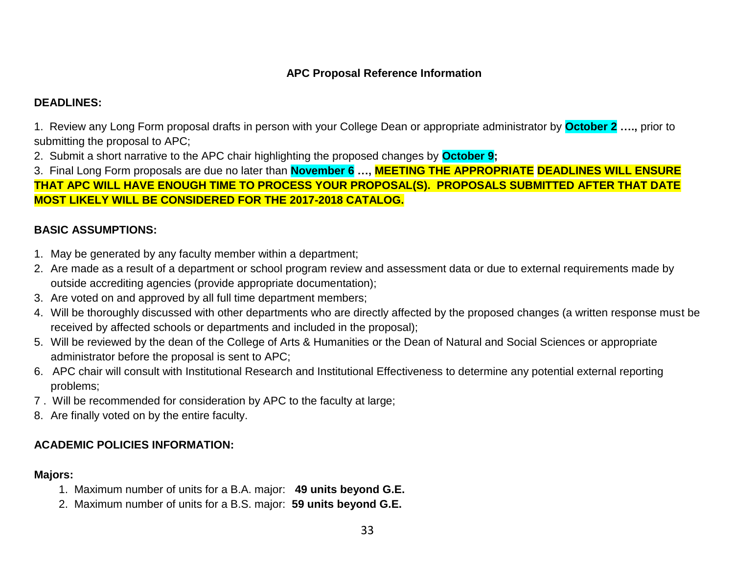## APC Proposal Reference Information

**DEADLINES:**

1. Review any Long Form proposal drafts in person with your College Dean or appropriate administrator by **October 2 ….,** prior to submitting the proposal to APC;
2. Submit a short narrative to the APC chair highlighting the proposed changes by **October 9;**
3. Final Long Form proposals are due no later than **November 6 …, MEETING THE APPROPRIATE DEADLINES WILL ENSURE THAT APC WILL HAVE ENOUGH TIME TO PROCESS YOUR PROPOSAL(S). PROPOSALS SUBMITTED AFTER THAT DATE MOST LIKELY WILL BE CONSIDERED FOR THE 2017-2018 CATALOG.**

**BASIC ASSUMPTIONS:**

1. May be generated by any faculty member within a department;
2. Are made as a result of a department or school program review and assessment data or due to external requirements made by outside accrediting agencies (provide appropriate documentation);
3. Are voted on and approved by all full time department members;
4. Will be thoroughly discussed with other departments who are directly affected by the proposed changes (a written response must be received by affected schools or departments and included in the proposal);
5. Will be reviewed by the dean of the College of Arts & Humanities or the Dean of Natural and Social Sciences or appropriate administrator before the proposal is sent to APC;
6. APC chair will consult with Institutional Research and Institutional Effectiveness to determine any potential external reporting problems;
7. Will be recommended for consideration by APC to the faculty at large;
8. Are finally voted on by the entire faculty.

**ACADEMIC POLICIES INFORMATION:**

**Majors:**

1. Maximum number of units for a B.A. major: **49 units beyond G.E.**
2. Maximum number of units for a B.S. major: **59 units beyond G.E.**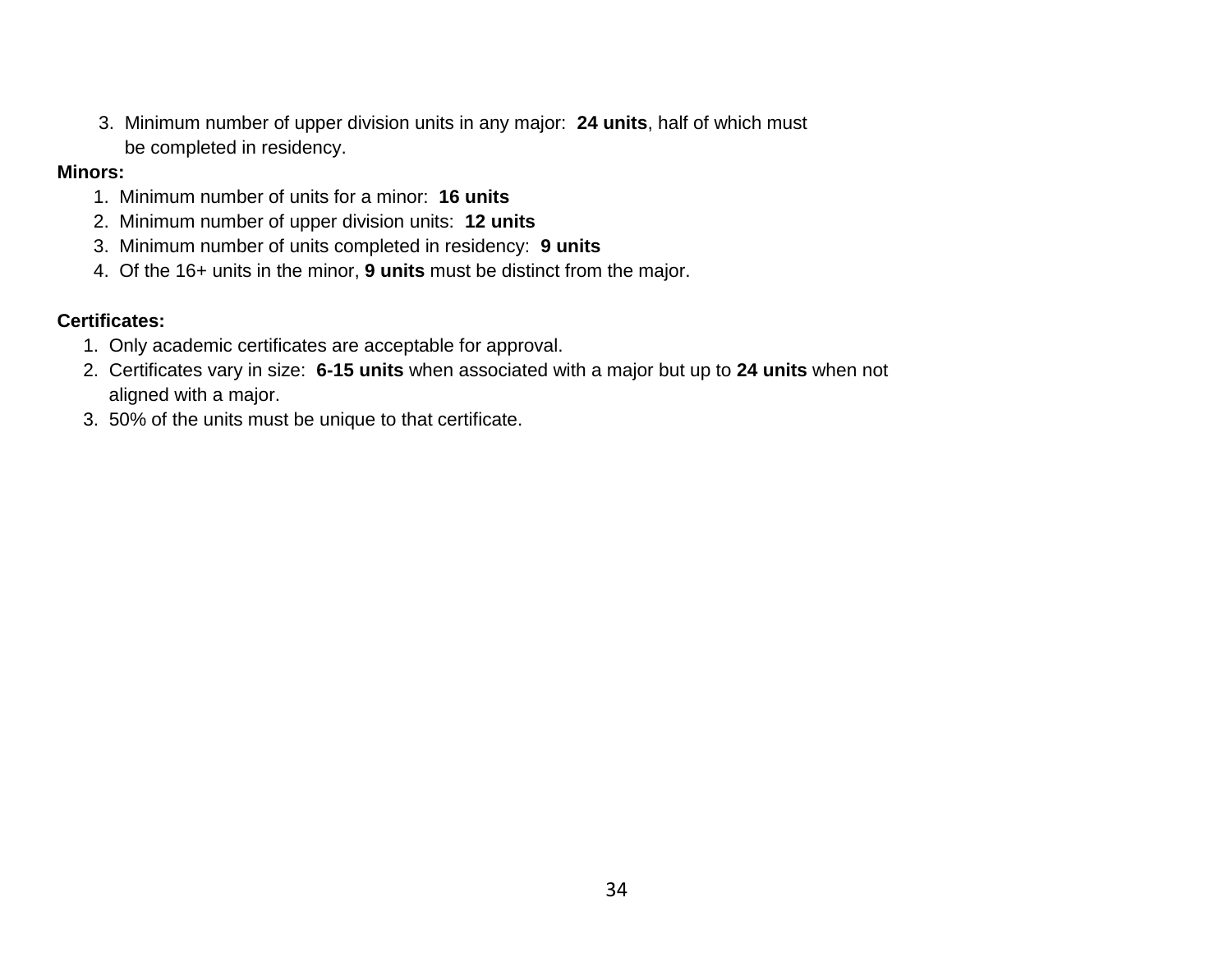3. Minimum number of upper division units in any major: **24 units**, half of which must be completed in residency.

**Minors:**

1. Minimum number of units for a minor: **16 units**
2. Minimum number of upper division units: **12 units**
3. Minimum number of units completed in residency: **9 units**
4. Of the 16+ units in the minor, **9 units** must be distinct from the major.

**Certificates:**

1. Only academic certificates are acceptable for approval.
2. Certificates vary in size: **6-15 units** when associated with a major but up to **24 units** when not aligned with a major.
3. 50% of the units must be unique to that certificate.